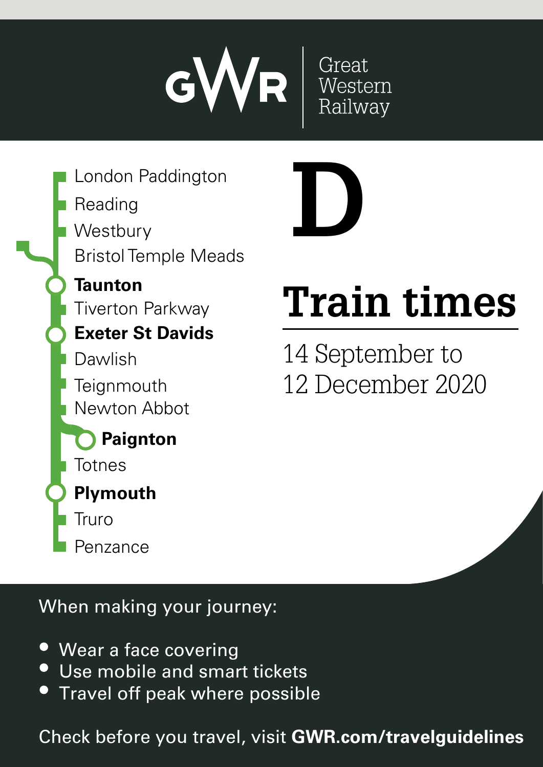Great Western Railway

# D

# Train times

14 September to
12 December 2020

- London Paddington
- Reading
- Westbury
- Bristol Temple Meads
- **Taunton**
- Tiverton Parkway
- **Exeter St Davids**
- Dawlish
- Teignmouth
- Newton Abbot
- **Paignton**
- Totnes
- **Plymouth**
- Truro
- Penzance

When making your journey:

- Wear a face covering
- Use mobile and smart tickets
- Travel off peak where possible

Check before you travel, visit **GWR.com/travelguidelines**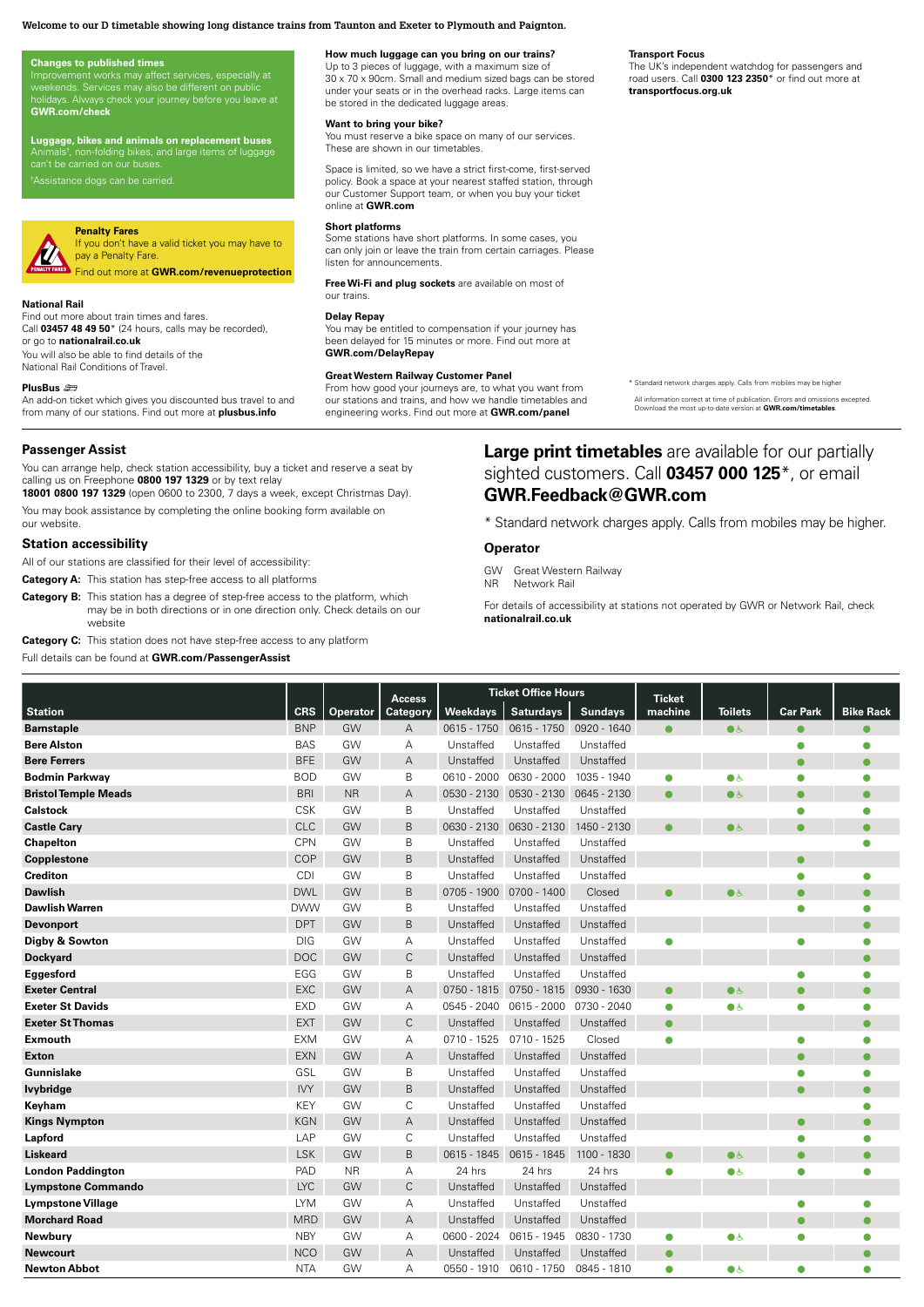Welcome to our D timetable showing long distance trains from Taunton and Exeter to Plymouth and Paignton.

**Changes to published times**
Improvement works may affect services, especially at weekends. Services may also be different on public holidays. Always check your journey before you leave at **GWR.com/check**

**Luggage, bikes and animals on replacement buses**
Animals†, non-folding bikes, and large items of luggage can't be carried on our buses.

†Assistance dogs can be carried.

**Penalty Fares**
If you don't have a valid ticket you may have to pay a Penalty Fare.
Find out more at **GWR.com/revenueprotection**

**National Rail**
Find out more about train times and fares.
Call **03457 48 49 50*** (24 hours, calls may be recorded), or go to **nationalrail.co.uk**
You will also be able to find details of the National Rail Conditions of Travel.

**PlusBus**
An add-on ticket which gives you discounted bus travel to and from many of our stations. Find out more at **plusbus.info**

**How much luggage can you bring on our trains?**
Up to 3 pieces of luggage, with a maximum size of 30 x 70 x 90cm. Small and medium sized bags can be stored under your seats or in the overhead racks. Large items can be stored in the dedicated luggage areas.

**Want to bring your bike?**
You must reserve a bike space on many of our services. These are shown in our timetables.

Space is limited, so we have a strict first-come, first-served policy. Book a space at your nearest staffed station, through our Customer Support team, or when you buy your ticket online at **GWR.com**

**Short platforms**
Some stations have short platforms. In some cases, you can only join or leave the train from certain carriages. Please listen for announcements.

**Free Wi-Fi and plug sockets** are available on most of our trains.

**Delay Repay**
You may be entitled to compensation if your journey has been delayed for 15 minutes or more. Find out more at **GWR.com/DelayRepay**

**Great Western Railway Customer Panel**
From how good your journeys are, to what you want from our stations and trains, and how we handle timetables and engineering works. Find out more at **GWR.com/panel**

**Transport Focus**
The UK's independent watchdog for passengers and road users. Call **0300 123 2350*** or find out more at **transportfocus.org.uk**

\* Standard network charges apply. Calls from mobiles may be higher

All information correct at time of publication. Errors and omissions excepted. Download the most up-to-date version at **GWR.com/timetables**.

## Passenger Assist

You can arrange help, check station accessibility, buy a ticket and reserve a seat by calling us on Freephone **0800 197 1329** or by text relay **18001 0800 197 1329** (open 0600 to 2300, 7 days a week, except Christmas Day).

You may book assistance by completing the online booking form available on our website.

## Station accessibility

All of our stations are classified for their level of accessibility:

**Category A:** This station has step-free access to all platforms

**Category B:** This station has a degree of step-free access to the platform, which may be in both directions or in one direction only. Check details on our website

**Category C:** This station does not have step-free access to any platform

Full details can be found at **GWR.com/PassengerAssist**

**Large print timetables** are available for our partially sighted customers. Call **03457 000 125***, or email **GWR.Feedback@GWR.com**

\* Standard network charges apply. Calls from mobiles may be higher.

### Operator

GW Great Western Railway
NR Network Rail

For details of accessibility at stations not operated by GWR or Network Rail, check **nationalrail.co.uk**

| Station | CRS | Operator | Access Category | Ticket Office Hours | | | Ticket machine | Toilets | Car Park | Bike Rack |
|---|---|---|---|---|---|---|---|---|---|---|
| | | | | Weekdays | Saturdays | Sundays | | | | |
| **Barnstaple** | BNP | GW | A | 0615 - 1750 | 0615 - 1750 | 0920 - 1640 | ● | ● ♿ | ● | ● |
| **Bere Alston** | BAS | GW | A | Unstaffed | Unstaffed | Unstaffed | | | ● | ● |
| **Bere Ferrers** | BFE | GW | A | Unstaffed | Unstaffed | Unstaffed | | | ● | ● |
| **Bodmin Parkway** | BOD | GW | B | 0610 - 2000 | 0630 - 2000 | 1035 - 1940 | ● | ● ♿ | ● | ● |
| **Bristol Temple Meads** | BRI | NR | A | 0530 - 2130 | 0530 - 2130 | 0645 - 2130 | ● | ● ♿ | ● | ● |
| **Calstock** | CSK | GW | B | Unstaffed | Unstaffed | Unstaffed | | | ● | ● |
| **Castle Cary** | CLC | GW | B | 0630 - 2130 | 0630 - 2130 | 1450 - 2130 | ● | ● ♿ | ● | ● |
| **Chapelton** | CPN | GW | B | Unstaffed | Unstaffed | Unstaffed | | | | ● |
| **Copplestone** | COP | GW | B | Unstaffed | Unstaffed | Unstaffed | | | ● | |
| **Crediton** | CDI | GW | B | Unstaffed | Unstaffed | Unstaffed | | | ● | ● |
| **Dawlish** | DWL | GW | B | 0705 - 1900 | 0700 - 1400 | Closed | ● | ● ♿ | ● | ● |
| **Dawlish Warren** | DWW | GW | B | Unstaffed | Unstaffed | Unstaffed | | | ● | ● |
| **Devonport** | DPT | GW | B | Unstaffed | Unstaffed | Unstaffed | | | | ● |
| **Digby & Sowton** | DIG | GW | A | Unstaffed | Unstaffed | Unstaffed | ● | | ● | ● |
| **Dockyard** | DOC | GW | C | Unstaffed | Unstaffed | Unstaffed | | | | ● |
| **Eggesford** | EGG | GW | B | Unstaffed | Unstaffed | Unstaffed | | | ● | ● |
| **Exeter Central** | EXC | GW | A | 0750 - 1815 | 0750 - 1815 | 0930 - 1630 | ● | ● ♿ | ● | ● |
| **Exeter St Davids** | EXD | GW | A | 0545 - 2040 | 0615 - 2000 | 0730 - 2040 | ● | ● ♿ | ● | ● |
| **Exeter St Thomas** | EXT | GW | C | Unstaffed | Unstaffed | Unstaffed | ● | | | ● |
| **Exmouth** | EXM | GW | A | 0710 - 1525 | 0710 - 1525 | Closed | ● | | ● | ● |
| **Exton** | EXN | GW | A | Unstaffed | Unstaffed | Unstaffed | | | ● | ● |
| **Gunnislake** | GSL | GW | B | Unstaffed | Unstaffed | Unstaffed | | | ● | ● |
| **Ivybridge** | IVY | GW | B | Unstaffed | Unstaffed | Unstaffed | | | ● | ● |
| **Keyham** | KEY | GW | C | Unstaffed | Unstaffed | Unstaffed | | | | ● |
| **Kings Nympton** | KGN | GW | A | Unstaffed | Unstaffed | Unstaffed | | | ● | ● |
| **Lapford** | LAP | GW | C | Unstaffed | Unstaffed | Unstaffed | | | ● | ● |
| **Liskeard** | LSK | GW | B | 0615 - 1845 | 0615 - 1845 | 1100 - 1830 | ● | ● ♿ | ● | ● |
| **London Paddington** | PAD | NR | A | 24 hrs | 24 hrs | 24 hrs | ● | ● ♿ | ● | ● |
| **Lympstone Commando** | LYC | GW | C | Unstaffed | Unstaffed | Unstaffed | | | | |
| **Lympstone Village** | LYM | GW | A | Unstaffed | Unstaffed | Unstaffed | | | ● | ● |
| **Morchard Road** | MRD | GW | A | Unstaffed | Unstaffed | Unstaffed | | | ● | ● |
| **Newbury** | NBY | GW | A | 0600 - 2024 | 0615 - 1945 | 0830 - 1730 | ● | ● ♿ | ● | ● |
| **Newcourt** | NCO | GW | A | Unstaffed | Unstaffed | Unstaffed | ● | | | ● |
| **Newton Abbot** | NTA | GW | A | 0550 - 1910 | 0610 - 1750 | 0845 - 1810 | ● | ● ♿ | ● | ● |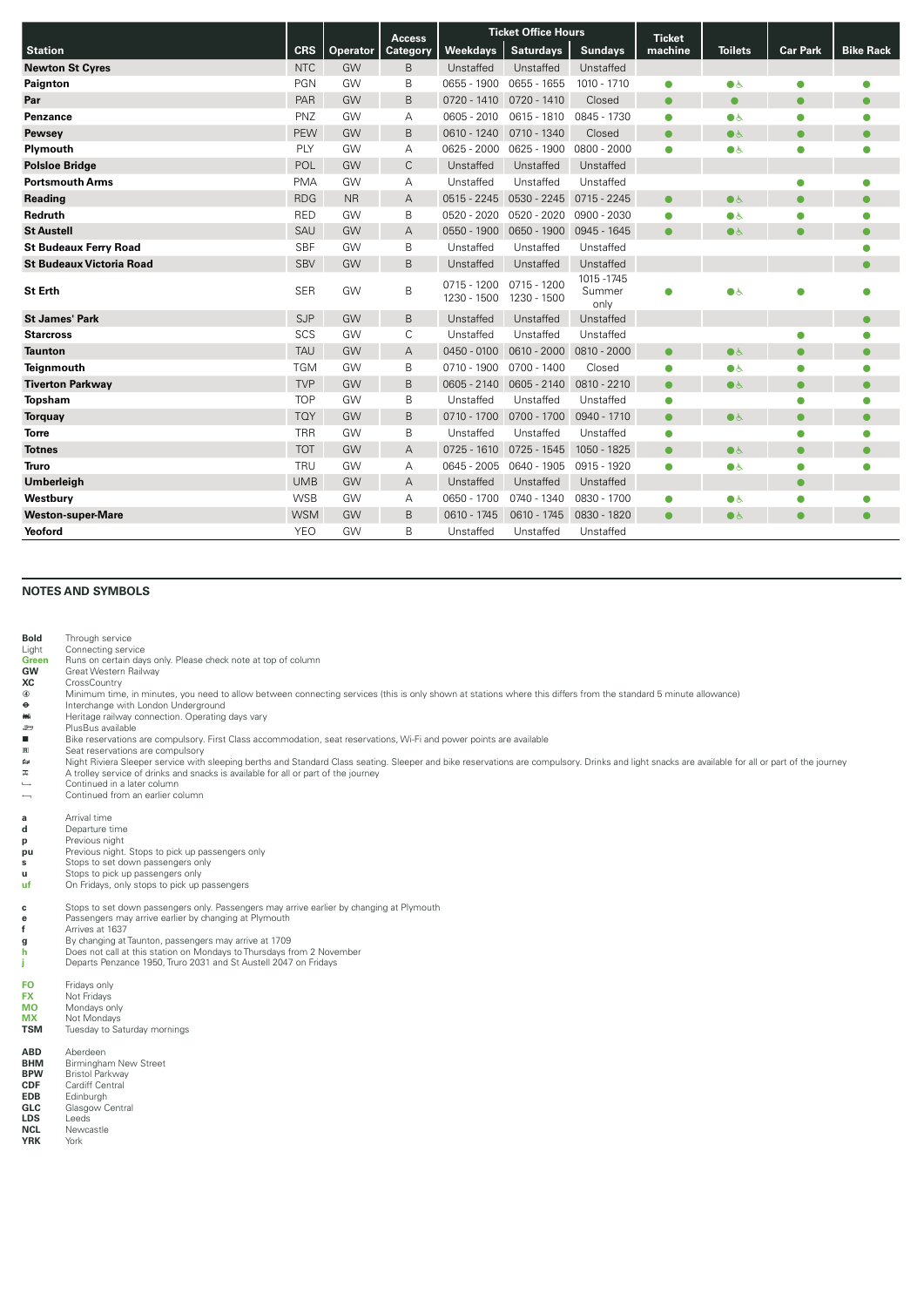| Station | CRS | Operator | Access Category | Ticket Office Hours | | | Ticket machine | Toilets | Car Park | Bike Rack |
|---|---|---|---|---|---|---|---|---|---|---|
| | | | | Weekdays | Saturdays | Sundays | | | | |
| **Newton St Cyres** | NTC | GW | B | Unstaffed | Unstaffed | Unstaffed | | | | |
| **Paignton** | PGN | GW | B | 0655 - 1900 | 0655 - 1655 | 1010 - 1710 | ● | ● ♿ | ● | ● |
| **Par** | PAR | GW | B | 0720 - 1410 | 0720 - 1410 | Closed | ● | ● | ● | ● |
| **Penzance** | PNZ | GW | A | 0605 - 2010 | 0615 - 1810 | 0845 - 1730 | ● | ● ♿ | ● | ● |
| **Pewsey** | PEW | GW | B | 0610 - 1240 | 0710 - 1340 | Closed | ● | ● ♿ | ● | ● |
| **Plymouth** | PLY | GW | A | 0625 - 2000 | 0625 - 1900 | 0800 - 2000 | ● | ● ♿ | ● | ● |
| **Polsloe Bridge** | POL | GW | C | Unstaffed | Unstaffed | Unstaffed | | | | |
| **Portsmouth Arms** | PMA | GW | A | Unstaffed | Unstaffed | Unstaffed | | | ● | ● |
| **Reading** | RDG | NR | A | 0515 - 2245 | 0530 - 2245 | 0715 - 2245 | ● | ● ♿ | ● | ● |
| **Redruth** | RED | GW | B | 0520 - 2020 | 0520 - 2020 | 0900 - 2030 | ● | ● ♿ | ● | ● |
| **St Austell** | SAU | GW | A | 0550 - 1900 | 0650 - 1900 | 0945 - 1645 | ● | ● ♿ | ● | ● |
| **St Budeaux Ferry Road** | SBF | GW | B | Unstaffed | Unstaffed | Unstaffed | | | | ● |
| **St Budeaux Victoria Road** | SBV | GW | B | Unstaffed | Unstaffed | Unstaffed | | | | ● |
| **St Erth** | SER | GW | B | 0715 - 1200 1230 - 1500 | 0715 - 1200 1230 - 1500 | 1015 -1745 Summer only | ● | ● ♿ | ● | ● |
| **St James' Park** | SJP | GW | B | Unstaffed | Unstaffed | Unstaffed | | | | ● |
| **Starcross** | SCS | GW | C | Unstaffed | Unstaffed | Unstaffed | | | ● | ● |
| **Taunton** | TAU | GW | A | 0450 - 0100 | 0610 - 2000 | 0810 - 2000 | ● | ● ♿ | ● | ● |
| **Teignmouth** | TGM | GW | B | 0710 - 1900 | 0700 - 1400 | Closed | ● | ● ♿ | ● | ● |
| **Tiverton Parkway** | TVP | GW | B | 0605 - 2140 | 0605 - 2140 | 0810 - 2210 | ● | ● ♿ | ● | ● |
| **Topsham** | TOP | GW | B | Unstaffed | Unstaffed | Unstaffed | ● | | ● | ● |
| **Torquay** | TQY | GW | B | 0710 - 1700 | 0700 - 1700 | 0940 - 1710 | ● | ● ♿ | ● | ● |
| **Torre** | TRR | GW | B | Unstaffed | Unstaffed | Unstaffed | ● | | ● | ● |
| **Totnes** | TOT | GW | A | 0725 - 1610 | 0725 - 1545 | 1050 - 1825 | ● | ● ♿ | ● | ● |
| **Truro** | TRU | GW | A | 0645 - 2005 | 0640 - 1905 | 0915 - 1920 | ● | ● ♿ | ● | ● |
| **Umberleigh** | UMB | GW | A | Unstaffed | Unstaffed | Unstaffed | | | ● | |
| **Westbury** | WSB | GW | A | 0650 - 1700 | 0740 - 1340 | 0830 - 1700 | ● | ● ♿ | ● | ● |
| **Weston-super-Mare** | WSM | GW | B | 0610 - 1745 | 0610 - 1745 | 0830 - 1820 | ● | ● ♿ | ● | ● |
| **Yeoford** | YEO | GW | B | Unstaffed | Unstaffed | Unstaffed | | | | |

## NOTES AND SYMBOLS

- **Bold** Through service
- Light Connecting service
- **Green** Runs on certain days only. Please check note at top of column
- **GW** Great Western Railway
- **XC** CrossCountry
- ④ Minimum time, in minutes, you need to allow between connecting services (this is only shown at stations where this differs from the standard 5 minute allowance)
- ⊖ Interchange with London Underground
- 🚂 Heritage railway connection. Operating days vary
- 🚌 PlusBus available
- ■ Bike reservations are compulsory. First Class accommodation, seat reservations, Wi-Fi and power points are available
- ℝ Seat reservations are compulsory
- 🛏 Night Riviera Sleeper service with sleeping berths and Standard Class seating. Sleeper and bike reservations are compulsory. Drinks and light snacks are available for all or part of the journey
- ⌶ A trolley service of drinks and snacks is available for all or part of the journey
- ⟶ Continued in a later column
- ⟵ Continued from an earlier column

- **a** Arrival time
- **d** Departure time
- **p** Previous night
- **pu** Previous night. Stops to pick up passengers only
- **s** Stops to set down passengers only
- **u** Stops to pick up passengers only
- **uf** On Fridays, only stops to pick up passengers

- **c** Stops to set down passengers only. Passengers may arrive earlier by changing at Plymouth
- **e** Passengers may arrive earlier by changing at Plymouth
- **f** Arrives at 1637
- **g** By changing at Taunton, passengers may arrive at 1709
- **h** Does not call at this station on Mondays to Thursdays from 2 November
- **j** Departs Penzance 1950, Truro 2031 and St Austell 2047 on Fridays

- **FO** Fridays only
- **FX** Not Fridays
- **MO** Mondays only
- **MX** Not Mondays
- **TSM** Tuesday to Saturday mornings

- **ABD** Aberdeen
- **BHM** Birmingham New Street
- **BPW** Bristol Parkway
- **CDF** Cardiff Central
- **EDB** Edinburgh
- **GLC** Glasgow Central
- **LDS** Leeds
- **NCL** Newcastle
- **YRK** York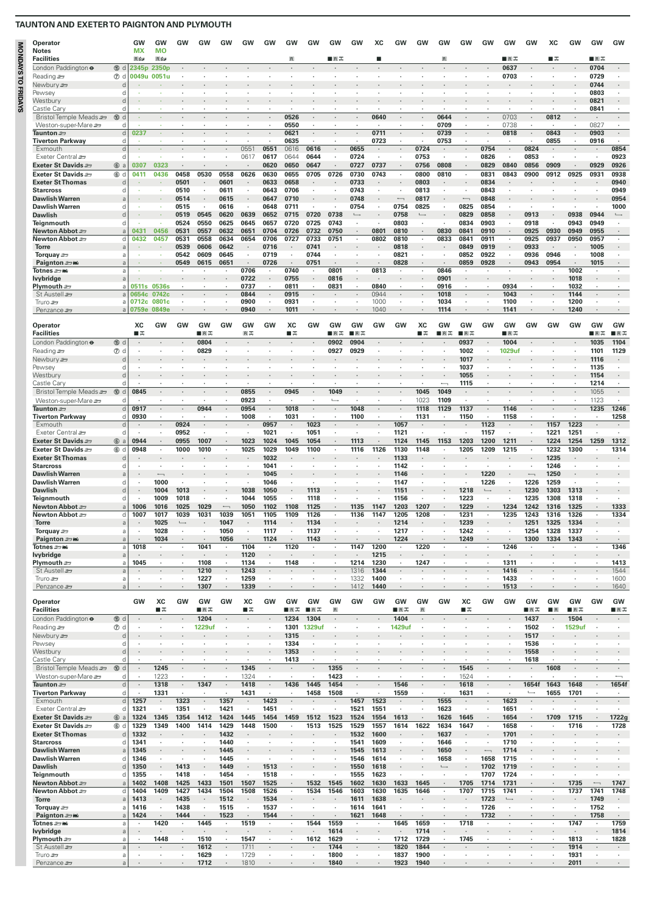# TAUNTON AND EXETER TO PAIGNTON AND PLYMOUTH

MONDAYS TO FRIDAYS

| Operator | | GW | GW | GW | GW | GW | GW | GW | GW | GW | GW | GW | XC | GW | GW | GW | GW | GW | GW | GW | XC | GW | GW | GW |
|---|---|---|---|---|---|---|---|---|---|---|---|---|---|---|---|---|---|---|---|---|---|---|---|---|
| Notes | | MX | MO | | | | | | | | | | | | | | | | | | | | | |
| Facilities | | Ⓡ🛏 | Ⓡ🛏 | | | | | | Ⓡ | | ■Ⓡ⚒ | | ■ | | | Ⓡ | | | ■Ⓡ⚒ | | ■⚒ | | ■Ⓡ⚒ | |
| London Paddington ⊖ ⑮ | d | 2345p | 2350p | | | | | | | | | | | | | | | | 0637 | | | | 0704 | |
| Reading ⑦ | d | 0049u | 0051u | | | | | | | | | | | | | | | | 0703 | | | | 0729 | |
| Newbury | d | | | | | | | | | | | | | | | | | | | | | | 0744 | |
| Pewsey | d | | | | | | | | | | | | | | | | | | | | | | 0803 | |
| Westbury | d | | | | | | | | | | | | | | | | | | | | | | 0821 | |
| Castle Cary | d | | | | | | | | | | | | | | | | | | | | | | 0841 | |
| Bristol Temple Meads ⑩ | d | | | | | | | | 0526 | | | | 0640 | | | 0644 | | | 0703 | | 0812 | | | |
| Weston-super-Mare | d | | | | | | | | 0550 | | | | | | | 0709 | | | 0738 | | | | 0827 | |
| Taunton | d | 0237 | | | | | | | 0621 | | | | 0711 | | | 0739 | | | 0818 | | 0843 | | 0903 | |
| Tiverton Parkway | d | | | | | | | | 0635 | | | | 0723 | | | 0753 | | | | | 0855 | | 0916 | |
| Exmouth | d | | | | | | 0551 | 0551 | 0616 | 0616 | | 0655 | | | 0724 | | | 0754 | | 0824 | | | | 0854 |
| Exeter Central | d | | | | | | 0617 | 0617 | 0644 | 0644 | | 0724 | | | 0753 | | | 0826 | | 0853 | | | | 0923 |
| Exeter St Davids ⑥ | a | 0307 | 0323 | | | | | 0620 | 0650 | 0647 | | 0727 | 0737 | | 0756 | 0808 | | 0829 | 0840 | 0856 | 0909 | | 0929 | 0926 |
| Exeter St Davids ⑥ | d | 0411 | 0436 | 0458 | 0530 | 0558 | 0626 | 0630 | 0655 | 0705 | 0726 | 0730 | 0743 | | 0800 | 0810 | | 0831 | 0843 | 0900 | 0912 | 0925 | 0931 | 0938 |
| Exeter St Thomas | d | | | 0501 | | 0601 | | 0633 | 0658 | | | 0733 | | | 0803 | | | 0834 | | | | | | 0940 |
| Starcross | d | | | 0510 | | 0611 | | 0643 | 0706 | | | 0743 | | | 0813 | | | 0843 | | | | | | 0949 |
| Dawlish Warren | a | | | 0514 | | 0615 | | 0647 | 0710 | | | 0748 | | ⟵ | 0817 | | ⟵ | 0848 | | | | | | 0954 |
| Dawlish Warren | d | | | 0515 | | 0616 | | 0648 | 0711 | | | 0754 | | 0754 | 0825 | | 0825 | 0854 | | | | | | 1000 |
| Dawlish | d | | | 0519 | 0545 | 0620 | 0639 | 0652 | 0715 | 0720 | 0738 | ⟵ | | 0758 | ⟵ | | 0829 | 0858 | | 0913 | | 0938 | 0944 | ⟵ |
| Teignmouth | d | | | 0524 | 0550 | 0625 | 0645 | 0657 | 0720 | 0725 | 0743 | | | 0803 | | | 0834 | 0903 | | 0918 | | 0943 | 0949 | |
| Newton Abbot | a | 0431 | 0456 | 0531 | 0557 | 0632 | 0651 | 0704 | 0726 | 0732 | 0750 | | 0801 | 0810 | | 0830 | 0841 | 0910 | | 0925 | 0930 | 0949 | 0955 | |
| Newton Abbot | d | 0432 | 0457 | 0531 | 0558 | 0634 | 0654 | 0706 | 0727 | 0733 | 0751 | | 0802 | 0810 | | 0833 | 0841 | 0911 | | 0925 | 0937 | 0950 | 0957 | |
| Torre | a | | | 0539 | 0606 | 0642 | | 0716 | | 0741 | | | | 0818 | | | 0849 | 0919 | | 0933 | | | 1005 | |
| Torquay | a | | | 0542 | 0609 | 0645 | | 0719 | | 0744 | | | | 0821 | | | 0852 | 0922 | | 0936 | 0946 | | 1008 | |
| Paignton | a | | | 0549 | 0615 | 0651 | | 0726 | | 0751 | | | | 0828 | | | 0859 | 0928 | | 0943 | 0954 | | 1015 | |
| Totnes | a | | | | | | 0706 | | 0740 | | 0801 | | 0813 | | | 0846 | | | | | | 1002 | | |
| Ivybridge | a | | | | | | 0722 | | 0755 | | 0816 | | | | | 0901 | | | | | | 1018 | | |
| Plymouth | a | 0511s | 0536s | | | | 0737 | | 0811 | | 0831 | | 0840 | | | 0916 | | | 0934 | | | 1032 | | |
| St Austell | a | 0654c | 0742c | | | | 0844 | | 0915 | | | | 0944 | | | 1018 | | | 1043 | | | 1144 | | |
| Truro | a | 0712c | 0801c | | | | 0900 | | 0931 | | | | 1000 | | | 1034 | | | 1100 | | | 1200 | | |
| Penzance | a | 0759e | 0849e | | | | 0940 | | 1011 | | | | 1040 | | | 1114 | | | 1141 | | | 1240 | | |

| Operator | | XC | GW | GW | GW | GW | GW | GW | XC | GW | GW | GW | GW | GW | XC | GW | GW | GW | GW | GW | GW | GW | GW | GW |
|---|---|---|---|---|---|---|---|---|---|---|---|---|---|---|---|---|---|---|---|---|---|---|---|---|
| Facilities | | ■⚒ | | | ■Ⓡ⚒ | | Ⓡ⚒ | | ■⚒ | | ■Ⓡ⚒ | ■Ⓡ⚒ | | | ■⚒ | ■Ⓡ⚒ | ■Ⓡ⚒ | | ■Ⓡ⚒ | | | | ■Ⓡ⚒ | ■Ⓡ⚒ |
| London Paddington ⊖ ⑮ | d | | | | 0804 | | | | | | 0902 | 0904 | | | | | 0937 | | 1004 | | | | 1035 | 1104 |
| Reading ⑦ | d | | | | 0829 | | | | | | 0927 | 0929 | | | | | 1002 | | 1029uf | | | | 1101 | 1129 |
| Newbury | d | | | | | | | | | | | | | | | | 1017 | | | | | | 1116 | |
| Pewsey | d | | | | | | | | | | | | | | | | 1037 | | | | | | 1135 | |
| Westbury | d | | | | | | | | | | | | | | | | 1055 | | | | | | 1154 | |
| Castle Cary | d | | | | | | | | | | | | | | | ⟵ | 1115 | | | | | | 1214 | |
| Bristol Temple Meads ⑩ | d | 0845 | | | | | 0855 | | 0945 | | 1049 | | | | 1045 | 1049 | | | | | | | 1055 | |
| Weston-super-Mare | d | | | | | | 0923 | | | | ⟵ | | | | 1023 | 1109 | | | | | | | 1123 | |
| Taunton | d | 0917 | | | 0944 | | 0954 | | 1018 | | | 1048 | | | 1118 | 1129 | 1137 | | 1146 | | | | 1235 | 1246 |
| Tiverton Parkway | d | 0930 | | | | | 1008 | | 1031 | | | 1100 | | | 1131 | | 1150 | | 1158 | | | | | 1258 |
| Exmouth | d | | | 0924 | | | | 0957 | | 1023 | | | | 1057 | | | | 1123 | | | 1157 | 1223 | | |
| Exeter Central | d | | | 0952 | | | | 1021 | | 1051 | | | | 1121 | | | | 1157 | | | 1221 | 1251 | | |
| Exeter St Davids ⑥ | a | 0944 | | 0955 | 1007 | | 1023 | 1024 | 1045 | 1054 | | 1113 | | 1124 | 1145 | 1153 | 1203 | 1200 | 1211 | | 1224 | 1254 | 1259 | 1312 |
| Exeter St Davids ⑥ | d | 0948 | | 1000 | 1010 | | 1025 | 1029 | 1049 | 1100 | | 1116 | 1126 | 1130 | 1148 | | 1205 | 1209 | 1215 | | 1232 | 1300 | | 1314 |
| Exeter St Thomas | d | | | | | | | 1032 | | | | | | 1133 | | | | | | | 1235 | | | |
| Starcross | d | | | | | | | 1041 | | | | | | 1142 | | | | | | | 1246 | | | |
| Dawlish Warren | a | | ⟵ | | | | | 1045 | | | | | | 1146 | | | | 1220 | | ⟵ | 1250 | | | |
| Dawlish Warren | d | | 1000 | | | | | 1046 | | | | | | 1147 | | | | 1226 | | 1226 | 1259 | | | |
| Dawlish | d | | 1004 | 1013 | | | 1038 | 1050 | | 1113 | | | | 1151 | | | 1218 | ⟵ | | 1230 | 1303 | 1313 | | |
| Teignmouth | d | | 1009 | 1018 | | | 1044 | 1055 | | 1118 | | | | 1156 | | | 1223 | | | 1235 | 1308 | 1318 | | |
| Newton Abbot | a | 1006 | 1016 | 1025 | 1029 | ⟵ | 1050 | 1102 | 1108 | 1125 | | 1135 | 1147 | 1203 | 1207 | | 1229 | | 1234 | 1242 | 1316 | 1325 | | 1333 |
| Newton Abbot | d | 1007 | 1017 | 1039 | 1031 | 1039 | 1051 | 1105 | 1109 | 1126 | | 1136 | 1147 | 1205 | 1208 | | 1231 | | 1235 | 1243 | 1316 | 1326 | | 1334 |
| Torre | a | | 1025 | ⟵ | | 1047 | | 1114 | | 1134 | | | | 1214 | | | 1239 | | | 1251 | 1325 | 1334 | | |
| Torquay | a | | 1028 | | | 1050 | | 1117 | | 1137 | | | | 1217 | | | 1242 | | | 1254 | 1328 | 1337 | | |
| Paignton | a | | 1034 | | | 1056 | | 1124 | | 1143 | | | | 1224 | | | 1249 | | | 1300 | 1334 | 1343 | | |
| Totnes | a | 1018 | | | 1041 | | 1104 | | 1120 | | | 1147 | 1200 | | 1220 | | | | 1246 | | | | | 1346 |
| Ivybridge | a | | | | | | 1120 | | | | | | 1215 | | | | | | | | | | | |
| Plymouth | a | 1045 | | | 1108 | | 1134 | | 1148 | | | 1214 | 1230 | | 1247 | | | | 1311 | | | | | 1413 |
| St Austell | a | | | | 1210 | | 1243 | | | | | 1316 | 1344 | | | | | | 1416 | | | | | 1544 |
| Truro | a | | | | 1227 | | 1259 | | | | | 1332 | 1400 | | | | | | 1433 | | | | | 1600 |
| Penzance | a | | | | 1307 | | 1339 | | | | | 1412 | 1440 | | | | | | 1513 | | | | | 1640 |

| Operator | | GW | XC | GW | GW | GW | XC | GW | GW | GW | GW | GW | GW | GW | GW | GW | XC | GW | GW | GW | GW | GW | GW | GW |
|---|---|---|---|---|---|---|---|---|---|---|---|---|---|---|---|---|---|---|---|---|---|---|---|---|
| Facilities | | | ■⚒ | | ■Ⓡ⚒ | | ■⚒ | | ■Ⓡ⚒ | ■Ⓡ⚒ | Ⓡ | | | ■Ⓡ⚒ | Ⓡ | | ■⚒ | | | ■Ⓡ⚒ | ■Ⓡ | ■Ⓡ⚒ | | ■Ⓡ⚒ |
| London Paddington ⊖ ⑮ | d | | | | 1204 | | | | 1234 | 1304 | | | | 1404 | | | | | | 1437 | | 1504 | | |
| Reading ⑦ | d | | | | 1229uf | | | | 1301 | 1329uf | | | | 1429uf | | | | | | 1502 | | 1529uf | | |
| Newbury | d | | | | | | | | 1315 | | | | | | | | | | | 1517 | | | | |
| Pewsey | d | | | | | | | | 1334 | | | | | | | | | | | 1536 | | | | |
| Westbury | d | | | | | | | | 1353 | | | | | | | | | | | 1558 | | | | |
| Castle Cary | d | | | | | | | | 1413 | | | | | | | | | | | 1618 | | | | |
| Bristol Temple Meads ⑩ | d | | 1245 | | | | 1345 | | | | 1355 | | | | | | 1545 | | | | 1608 | | | |
| Weston-super-Mare | d | | 1223 | | | | 1324 | | | | 1423 | | | | | | 1524 | | | | | | | ⟵ |
| Taunton | d | | 1318 | | 1347 | | 1418 | | 1436 | 1445 | 1454 | | | 1546 | | | 1618 | | | 1654f | 1643 | 1648 | | 1654f |
| Tiverton Parkway | d | | 1331 | | | | 1431 | | | 1458 | 1508 | | | 1559 | | | 1631 | | | ⟵ | 1655 | 1701 | | |
| Exmouth | d | 1257 | | 1323 | | 1357 | | 1423 | | | | 1457 | 1523 | | | 1555 | | | 1623 | | | | | |
| Exeter Central | d | 1321 | | 1351 | | 1421 | | 1451 | | | | 1521 | 1551 | | | 1623 | | | 1651 | | | | | |
| Exeter St Davids ⑥ | a | 1324 | 1345 | 1354 | 1412 | 1424 | 1445 | 1454 | 1459 | 1512 | 1523 | 1524 | 1554 | 1613 | | 1626 | 1645 | | 1654 | | 1709 | 1715 | | 1722g |
| Exeter St Davids ⑥ | d | 1329 | 1349 | 1400 | 1414 | 1429 | 1448 | 1500 | | 1513 | 1525 | 1529 | 1557 | 1614 | 1622 | 1634 | 1647 | | 1658 | | | 1716 | | 1728 |
| Exeter St Thomas | d | 1332 | | | | 1432 | | | | | | 1532 | 1600 | | | 1637 | | | 1701 | | | | | |
| Starcross | d | 1341 | | | | 1440 | | | | | | 1541 | 1609 | | | 1646 | | | 1710 | | | | | |
| Dawlish Warren | a | 1345 | | | | 1445 | | | | | | 1545 | 1613 | | | 1650 | | ⟵ | 1714 | | | | | |
| Dawlish Warren | d | 1346 | | | | 1445 | | | | | | 1546 | 1614 | | | 1658 | | 1658 | 1715 | | | | | |
| Dawlish | d | 1350 | | 1413 | | 1449 | | 1513 | | | | 1550 | 1618 | | | ⟵ | | 1702 | 1719 | | | | | |
| Teignmouth | d | 1355 | | 1418 | | 1454 | | 1518 | | | | 1555 | 1623 | | | | | 1707 | 1724 | | | | | |
| Newton Abbot | a | 1402 | 1408 | 1425 | 1433 | 1501 | 1507 | 1525 | | 1532 | 1545 | 1602 | 1630 | 1633 | 1645 | | 1705 | 1714 | 1731 | | | 1735 | ⟵ | 1747 |
| Newton Abbot | d | 1404 | 1409 | 1427 | 1434 | 1504 | 1508 | 1526 | | 1534 | 1546 | 1603 | 1630 | 1635 | 1646 | | 1707 | 1715 | 1741 | | | 1737 | 1741 | 1748 |
| Torre | a | 1413 | | 1435 | | 1512 | | 1534 | | | | 1611 | 1638 | | | | | 1723 | ⟵ | | | | 1749 | |
| Torquay | a | 1416 | | 1438 | | 1515 | | 1537 | | | | 1614 | 1641 | | | | | 1726 | | | | | 1752 | |
| Paignton | a | 1424 | | 1444 | | 1523 | | 1544 | | | | 1621 | 1648 | | | | | 1732 | | | | | 1758 | |
| Totnes | a | | 1420 | | 1445 | | 1519 | | | 1544 | 1559 | | | 1645 | 1659 | | 1718 | | | | | 1747 | | 1759 |
| Ivybridge | a | | | | | | | | | | 1614 | | | | 1714 | | | | | | | | | 1814 |
| Plymouth | a | | 1448 | | 1510 | | 1547 | | | 1612 | 1629 | | | 1712 | 1729 | | 1745 | | | | | 1813 | | 1828 |
| St Austell | a | | | | 1612 | | 1711 | | | | 1744 | | | 1820 | 1844 | | | | | | | 1914 | | |
| Truro | a | | | | 1629 | | 1729 | | | | 1800 | | | 1837 | 1900 | | | | | | | 1931 | | |
| Penzance | a | | | | 1712 | | 1810 | | | | 1840 | | | 1923 | 1940 | | | | | | | 2011 | | |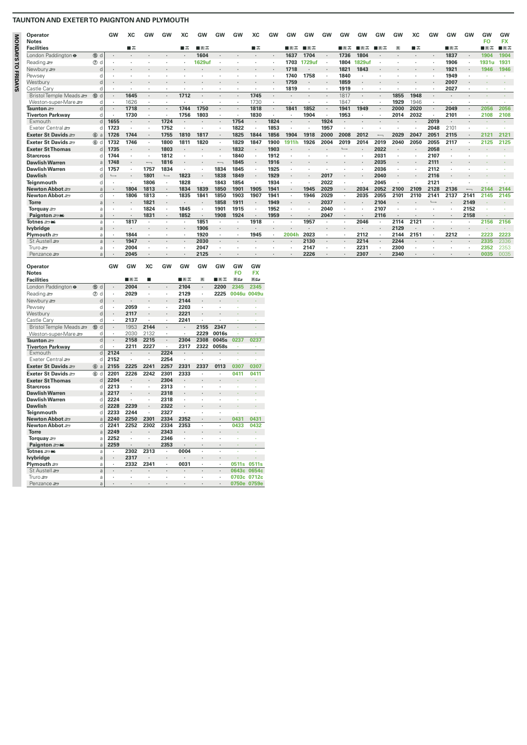## TAUNTON AND EXETER TO PAIGNTON AND PLYMOUTH

### MONDAYS TO FRIDAYS

| Operator | | GW | XC | GW | GW | XC | GW | GW | GW | XC | GW | GW | GW | GW | GW | GW | GW | GW | XC | GW | GW | GW | GW | GW |
|---|---|---|---|---|---|---|---|---|---|---|---|---|---|---|---|---|---|---|---|---|---|---|---|---|
| Notes | | | | | | | | | | | | | | | | | | | | | | | FO | FX |
| Facilities | | | ■ ✕ | | | ■ ✕ | ■ R ✕ | | | ■ ✕ | | ■ R ✕ | ■ R ✕ | | ■ R ✕ | ■ R ✕ | ■ R ✕ | R | ■ ✕ | | ■ R ✕ | | ■ R ✕ | ■ R ✕ |
| London Paddington ⊖ | 15 d | · | · | · | · | · | 1604 | · | · | · | · | 1637 | 1704 | · | 1736 | 1804 | · | · | · | · | 1837 | · | 1904 | 1904 |
| Reading | 7 d | · | · | · | · | · | 1629uf | · | · | · | · | 1703 | 1729uf | · | 1804 | 1829uf | · | · | · | · | 1906 | · | 1931u | 1931 |
| Newbury | d | · | · | · | · | · | · | · | · | · | · | 1718 | · | · | 1821 | 1843 | · | · | · | · | 1921 | · | 1946 | 1946 |
| Pewsey | d | · | · | · | · | · | · | · | · | · | · | 1740 | 1758 | · | 1840 | · | · | · | · | · | 1949 | · | · | · |
| Westbury | d | · | · | · | · | · | · | · | · | · | · | 1759 | · | · | 1859 | · | · | · | · | · | 2007 | · | · | · |
| Castle Cary | d | · | · | · | · | · | · | · | · | · | · | 1819 | · | · | 1919 | · | · | · | · | · | 2027 | · | · | · |
| Bristol Temple Meads | 10 d | · | 1645 | · | · | 1712 | · | · | · | 1745 | · | · | · | · | 1817 | · | · | 1855 | 1948 | · | · | · | · | · |
| Weston-super-Mare | d | · | 1626 | · | · | · | · | · | · | 1730 | · | · | · | · | 1847 | · | · | 1929 | 1946 | · | · | · | · | · |
| Taunton | d | · | 1718 | · | · | 1744 | 1750 | · | · | 1818 | · | 1841 | 1852 | · | 1941 | 1949 | · | 2000 | 2020 | · | 2049 | · | 2056 | 2056 |
| Tiverton Parkway | d | · | 1730 | · | · | 1756 | 1803 | · | · | 1830 | · | · | 1904 | · | 1953 | · | · | 2014 | 2032 | · | 2101 | · | 2108 | 2108 |
| Exmouth | d | 1655 | · | · | 1724 | · | · | · | 1754 | · | 1824 | · | · | 1924 | · | · | · | · | · | 2019 | · | · | · | · |
| Exeter Central | d | 1723 | · | · | 1752 | · | · | · | 1822 | · | 1853 | · | · | 1957 | · | · | · | · | · | 2048 | 2101 | · | · | · |
| Exeter St Davids | 6 a | 1726 | 1744 | · | 1755 | 1810 | 1817 | · | 1825 | 1844 | 1856 | 1904 | 1918 | 2000 | 2008 | 2012 | ⟵ | 2029 | 2047 | 2051 | 2115 | · | 2121 | 2121 |
| Exeter St Davids | 6 d | 1732 | 1746 | · | 1800 | 1811 | 1820 | · | 1829 | 1847 | 1900 | 1911h | 1926 | 2004 | 2019 | 2014 | 2019 | 2040 | 2050 | 2055 | 2117 | · | 2125 | 2125 |
| Exeter St Thomas | d | 1735 | · | · | 1803 | · | · | · | 1832 | · | 1903 | · | · | · | ⟶ | · | 2022 | · | · | 2058 | · | · | · | · |
| Starcross | d | 1744 | · | · | 1812 | · | · | · | 1840 | · | 1912 | · | · | · | · | · | 2031 | · | · | 2107 | · | · | · | · |
| Dawlish Warren | a | 1748 | · | ⟵ | 1816 | · | · | ⟵ | 1845 | · | 1916 | · | · | · | · | · | 2035 | · | · | 2111 | · | · | · | · |
| Dawlish Warren | d | 1757 | · | 1757 | 1834 | · | · | 1834 | 1845 | · | 1925 | · | · | · | · | · | 2036 | · | · | 2112 | · | · | · | · |
| Dawlish | d | ⟶ | · | 1801 | ⟶ | 1823 | · | 1838 | 1849 | · | 1929 | · | · | 2017 | · | · | 2040 | · | · | 2116 | · | · | · | · |
| Teignmouth | d | · | · | 1806 | · | 1828 | · | 1843 | 1854 | · | 1934 | · | · | 2022 | · | · | 2045 | · | · | 2121 | · | · | · | · |
| Newton Abbot | a | · | 1804 | 1813 | · | 1834 | 1839 | 1850 | 1901 | 1905 | 1941 | · | 1945 | 2029 | · | 2034 | 2052 | 2100 | 2109 | 2128 | 2136 | ⟵ | 2144 | 2144 |
| Newton Abbot | d | · | 1806 | 1813 | · | 1835 | 1841 | 1850 | 1903 | 1907 | 1941 | · | 1946 | 2029 | · | 2035 | 2055 | 2101 | 2110 | 2141 | 2137 | 2141 | 2145 | 2145 |
| Torre | a | · | · | 1821 | · | · | · | 1858 | 1911 | · | 1949 | · | · | 2037 | · | · | 2104 | · | · | ⟶ | · | 2149 | · | · |
| Torquay | a | · | · | 1824 | · | 1845 | · | 1901 | 1915 | · | 1952 | · | · | 2040 | · | · | 2107 | · | · | · | · | 2152 | · | · |
| Paignton | a | · | · | 1831 | · | 1852 | · | 1908 | 1924 | · | 1959 | · | · | 2047 | · | · | 2116 | · | · | · | · | 2158 | · | · |
| Totnes | a | · | 1817 | · | · | · | 1851 | · | · | 1918 | · | · | 1957 | · | · | 2046 | · | 2114 | 2121 | · | · | · | 2156 | 2156 |
| Ivybridge | a | · | · | · | · | · | 1906 | · | · | · | · | · | · | · | · | · | · | 2129 | · | · | · | · | · | · |
| Plymouth | a | · | 1844 | · | · | · | 1920 | · | · | 1945 | · | 2004h | 2023 | · | · | 2112 | · | 2144 | 2151 | · | 2212 | · | 2223 | 2223 |
| St Austell | a | · | 1947 | · | · | · | 2030 | · | · | · | · | · | 2130 | · | · | 2214 | · | 2244 | · | · | · | · | 2335 | 2336 |
| Truro | a | · | 2004 | · | · | · | 2047 | · | · | · | · | · | 2147 | · | · | 2231 | · | 2300 | · | · | · | · | 2352 | 2353 |
| Penzance | a | · | 2045 | · | · | · | 2125 | · | · | · | · | · | 2226 | · | · | 2307 | · | 2340 | · | · | · | · | 0035 | 0035 |

| Operator | | GW | GW | XC | GW | GW | GW | GW | GW | GW |
|---|---|---|---|---|---|---|---|---|---|---|
| Notes | | | | | | | | | FO | FX |
| Facilities | | | ■ R ✕ | ■ | | ■ R ✕ | R | ■ R ✕ | R 🛏 | R 🛏 |
| London Paddington ⊖ | 15 d | · | 2004 | · | · | 2104 | · | 2200 | 2345 | 2345 |
| Reading | 7 d | · | 2029 | · | · | 2129 | · | 2225 | 0046u | 0049u |
| Newbury | d | · | · | · | · | 2144 | · | · | · | · |
| Pewsey | d | · | 2059 | · | · | 2203 | · | · | · | · |
| Westbury | d | · | 2117 | · | · | 2221 | · | · | · | · |
| Castle Cary | d | · | 2137 | · | · | 2241 | · | · | · | · |
| Bristol Temple Meads | 10 d | · | 1953 | 2144 | · | · | 2155 | 2347 | · | · |
| Weston-super-Mare | d | · | 2030 | 2132 | · | · | 2229 | 0016s | · | · |
| Taunton | d | · | 2158 | 2215 | · | 2304 | 2308 | 0045s | 0237 | 0237 |
| Tiverton Parkway | d | · | 2211 | 2227 | · | 2317 | 2322 | 0058s | · | · |
| Exmouth | d | 2124 | · | · | 2224 | · | · | · | · | · |
| Exeter Central | d | 2152 | · | · | 2254 | · | · | · | · | · |
| Exeter St Davids | 6 a | 2155 | 2225 | 2241 | 2257 | 2331 | 2337 | 0113 | 0307 | 0307 |
| Exeter St Davids | 6 d | 2201 | 2226 | 2242 | 2301 | 2333 | · | · | 0411 | 0411 |
| Exeter St Thomas | d | 2204 | · | · | 2304 | · | · | · | · | · |
| Starcross | d | 2213 | · | · | 2313 | · | · | · | · | · |
| Dawlish Warren | a | 2217 | · | · | 2318 | · | · | · | · | · |
| Dawlish Warren | d | 2224 | · | · | 2318 | · | · | · | · | · |
| Dawlish | d | 2228 | 2239 | · | 2322 | · | · | · | · | · |
| Teignmouth | d | 2233 | 2244 | · | 2327 | · | · | · | · | · |
| Newton Abbot | a | 2240 | 2250 | 2301 | 2334 | 2352 | · | · | 0431 | 0431 |
| Newton Abbot | d | 2241 | 2252 | 2302 | 2334 | 2353 | · | · | 0433 | 0432 |
| Torre | a | 2249 | · | · | 2343 | · | · | · | · | · |
| Torquay | a | 2252 | · | · | 2346 | · | · | · | · | · |
| Paignton | a | 2259 | · | · | 2353 | · | · | · | · | · |
| Totnes | a | · | 2302 | 2313 | · | 0004 | · | · | · | · |
| Ivybridge | a | · | 2317 | · | · | · | · | · | · | · |
| Plymouth | a | · | 2332 | 2341 | · | 0031 | · | · | 0511s | 0511s |
| St Austell | a | · | · | · | · | · | · | · | 0643c | 0654c |
| Truro | a | · | · | · | · | · | · | · | 0703c | 0712c |
| Penzance | a | · | · | · | · | · | · | · | 0750e | 0759e |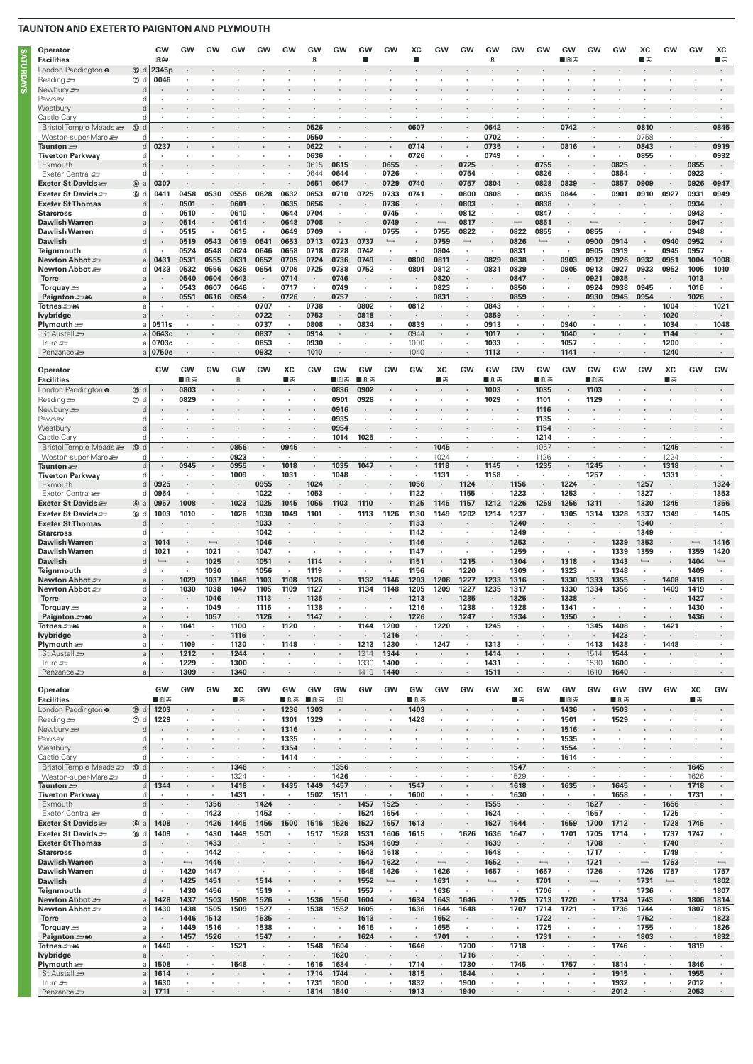## TAUNTON AND EXETER TO PAIGNTON AND PLYMOUTH

**SATURDAYS**

| Operator | | GW | GW | GW | GW | GW | GW | GW | GW | GW | GW | XC | GW | GW | GW | GW | GW | GW | GW | GW | XC | GW | GW | XC |
|---|---|---|---|---|---|---|---|---|---|---|---|---|---|---|---|---|---|---|---|---|---|---|---|---|
| Facilities | | | | | | | | R | | ■ | | ■ | | | R | | | ■ R ✠ | | | ■ ✠ | | | ■ ✠ |
| London Paddington ⊖ | 15 d | 2345p | · | · | · | · | · | · | · | · | · | · | · | · | · | · | · | · | · | · | · | · | · | · |
| Reading | 7 d | 0046 | · | · | · | · | · | · | · | · | · | · | · | · | · | · | · | · | · | · | · | · | · | · |
| Newbury | d | · | · | · | · | · | · | · | · | · | · | · | · | · | · | · | · | · | · | · | · | · | · | · |
| Pewsey | d | · | · | · | · | · | · | · | · | · | · | · | · | · | · | · | · | · | · | · | · | · | · | · |
| Westbury | d | · | · | · | · | · | · | · | · | · | · | · | · | · | · | · | · | · | · | · | · | · | · | · |
| Castle Cary | d | · | · | · | · | · | · | · | · | · | · | · | · | · | · | · | · | · | · | · | · | · | · | · |
| Bristol Temple Meads | 10 d | · | · | · | · | · | · | 0526 | · | · | · | 0607 | · | · | 0642 | · | · | 0742 | · | · | 0810 | · | · | 0845 |
| Weston-super-Mare | d | · | · | · | · | · | · | 0550 | · | · | · | · | · | · | 0702 | · | · | · | · | · | 0758 | · | · | · |
| Taunton | d | 0237 | · | · | · | · | · | 0622 | · | · | · | 0714 | · | · | 0735 | · | · | 0816 | · | · | 0843 | · | · | 0919 |
| Tiverton Parkway | d | · | · | · | · | · | · | 0636 | · | · | · | 0726 | · | · | 0749 | · | · | · | · | · | 0855 | · | · | 0932 |
| Exmouth | d | · | · | · | · | · | · | 0615 | 0615 | · | 0655 | · | · | 0725 | · | · | 0755 | · | · | 0825 | · | · | 0855 | · |
| Exeter Central | d | · | · | · | · | · | · | 0644 | 0644 | · | 0726 | · | · | 0754 | · | · | 0826 | · | · | 0854 | · | · | 0923 | · |
| Exeter St Davids | 6 a | 0307 | · | · | · | · | · | 0651 | 0647 | · | 0729 | 0740 | · | 0757 | 0804 | · | 0828 | 0839 | · | 0857 | 0909 | · | 0926 | 0947 |
| Exeter St Davids | 6 d | 0411 | 0458 | 0530 | 0558 | 0628 | 0632 | 0653 | 0710 | 0725 | 0733 | 0741 | · | 0800 | 0808 | · | 0835 | 0844 | · | 0901 | 0910 | 0927 | 0931 | 0949 |
| Exeter St Thomas | d | · | 0501 | · | 0601 | · | 0635 | 0656 | · | · | 0736 | · | · | 0803 | · | · | 0838 | · | · | · | · | · | 0934 | · |
| Starcross | d | · | 0510 | · | 0610 | · | 0644 | 0704 | · | · | 0745 | · | · | 0812 | · | · | 0847 | · | · | · | · | · | 0943 | · |
| Dawlish Warren | a | · | 0514 | · | 0614 | · | 0648 | 0708 | · | · | 0749 | · | ⟵ | 0817 | · | ⟵ | 0851 | · | ⟵ | · | · | · | 0947 | · |
| Dawlish Warren | d | · | 0515 | · | 0615 | · | 0649 | 0709 | · | · | 0755 | · | 0755 | 0822 | · | 0822 | 0855 | · | 0855 | · | · | · | 0948 | · |
| Dawlish | d | · | 0519 | 0543 | 0619 | 0641 | 0653 | 0713 | 0723 | 0737 | ↳ | · | 0759 | ↳ | · | 0826 | ↳ | · | 0900 | 0914 | · | 0940 | 0952 | · |
| Teignmouth | d | · | 0524 | 0548 | 0624 | 0646 | 0658 | 0718 | 0728 | 0742 | · | · | 0804 | · | · | 0831 | · | · | 0905 | 0919 | · | 0945 | 0957 | · |
| Newton Abbot | a | 0431 | 0531 | 0555 | 0631 | 0652 | 0705 | 0724 | 0736 | 0749 | · | 0800 | 0811 | · | 0829 | 0838 | · | 0903 | 0912 | 0926 | 0932 | 0951 | 1004 | 1008 |
| Newton Abbot | d | 0433 | 0532 | 0556 | 0635 | 0654 | 0706 | 0725 | 0738 | 0752 | · | 0801 | 0812 | · | 0831 | 0839 | · | 0905 | 0913 | 0927 | 0933 | 0952 | 1005 | 1010 |
| Torre | a | · | 0540 | 0604 | 0643 | · | 0714 | · | 0746 | · | · | · | 0820 | · | · | 0847 | · | · | 0921 | 0935 | · | · | 1013 | · |
| Torquay | a | · | 0543 | 0607 | 0646 | · | 0717 | · | 0749 | · | · | · | 0823 | · | · | 0850 | · | · | 0924 | 0938 | 0945 | · | 1016 | · |
| Paignton | a | · | 0551 | 0616 | 0654 | · | 0726 | · | 0757 | · | · | · | 0831 | · | · | 0859 | · | · | 0930 | 0945 | 0954 | · | 1026 | · |
| Totnes | a | · | · | · | · | 0707 | · | 0738 | · | 0802 | · | 0812 | · | · | 0843 | · | · | · | · | · | · | 1004 | · | 1021 |
| Ivybridge | a | · | · | · | · | 0722 | · | 0753 | · | 0818 | · | · | · | · | 0859 | · | · | · | · | · | · | 1020 | · | · |
| Plymouth | a | 0511s | · | · | · | 0737 | · | 0808 | · | 0834 | · | 0839 | · | · | 0913 | · | · | 0940 | · | · | · | 1034 | · | 1048 |
| St Austell | a | 0643c | · | · | · | 0837 | · | 0914 | · | · | · | 0944 | · | · | 1017 | · | · | 1040 | · | · | · | 1144 | · | · |
| Truro | a | 0703c | · | · | · | 0853 | · | 0930 | · | · | · | 1000 | · | · | 1033 | · | · | 1057 | · | · | · | 1200 | · | · |
| Penzance | a | 0750e | · | · | · | 0932 | · | 1010 | · | · | · | 1040 | · | · | 1113 | · | · | 1141 | · | · | · | 1240 | · | · |

| Operator | | GW | GW | GW | GW | GW | XC | GW | GW | GW | GW | GW | XC | GW | GW | GW | GW | GW | GW | GW | GW | XC | GW | GW |
|---|---|---|---|---|---|---|---|---|---|---|---|---|---|---|---|---|---|---|---|---|---|---|---|---|
| Facilities | | | ■ R ✠ | | R | | ■ ✠ | | ■ R ✠ | ■ R ✠ | | | ■ ✠ | | ■ R ✠ | | ■ R ✠ | | ■ R ✠ | | | ■ ✠ | | |
| London Paddington ⊖ | 15 d | · | 0803 | · | · | · | · | · | 0836 | 0902 | · | · | · | · | 1003 | · | 1035 | · | 1103 | · | · | · | · | · |
| Reading | 7 d | · | 0829 | · | · | · | · | · | 0901 | 0928 | · | · | · | · | 1029 | · | 1101 | · | 1129 | · | · | · | · | · |
| Newbury | d | · | · | · | · | · | · | · | 0916 | · | · | · | · | · | · | · | 1116 | · | · | · | · | · | · | · |
| Pewsey | d | · | · | · | · | · | · | · | 0935 | · | · | · | · | · | · | · | 1135 | · | · | · | · | · | · | · |
| Westbury | d | · | · | · | · | · | · | · | 0954 | · | · | · | · | · | · | · | 1154 | · | · | · | · | · | · | · |
| Castle Cary | d | · | · | · | · | · | · | · | 1014 | 1025 | · | · | · | · | · | · | 1214 | · | · | · | · | · | · | · |
| Bristol Temple Meads | 10 d | · | · | · | 0856 | · | 0945 | · | · | · | · | · | 1045 | · | · | · | 1057 | · | · | · | · | 1245 | · | · |
| Weston-super-Mare | d | · | · | · | 0923 | · | · | · | · | · | · | · | 1024 | · | · | · | 1126 | · | · | · | · | 1224 | · | · |
| Taunton | d | · | 0945 | · | 0955 | · | 1018 | · | 1035 | 1047 | · | · | 1118 | · | 1145 | · | 1235 | · | 1245 | · | · | 1318 | · | · |
| Tiverton Parkway | d | · | · | · | 1009 | · | 1031 | · | 1048 | · | · | · | 1131 | · | 1158 | · | · | · | 1257 | · | · | 1331 | · | · |
| Exmouth | d | 0925 | · | · | · | 0955 | · | 1024 | · | · | · | 1056 | · | 1124 | · | 1156 | · | 1224 | · | · | 1257 | · | · | 1324 |
| Exeter Central | d | 0954 | · | · | · | 1022 | · | 1053 | · | · | · | 1122 | · | 1155 | · | 1223 | · | 1253 | · | · | 1327 | · | · | 1353 |
| Exeter St Davids | 6 a | 0957 | 1008 | · | 1023 | 1025 | 1045 | 1056 | 1103 | 1110 | · | 1125 | 1145 | 1157 | 1212 | 1226 | 1259 | 1256 | 1311 | · | 1330 | 1345 | · | 1356 |
| Exeter St Davids | 6 d | 1003 | 1010 | · | 1026 | 1030 | 1049 | 1101 | · | 1113 | 1126 | 1130 | 1149 | 1202 | 1214 | 1237 | · | 1305 | 1314 | 1328 | 1337 | 1349 | · | 1405 |
| Exeter St Thomas | d | · | · | · | · | 1033 | · | · | · | · | · | 1133 | · | · | · | 1240 | · | · | · | · | 1340 | · | · | · |
| Starcross | d | · | · | · | · | 1042 | · | · | · | · | · | 1142 | · | · | · | 1249 | · | · | · | · | 1349 | · | · | · |
| Dawlish Warren | a | 1014 | · | ⟵ | · | 1046 | · | · | · | · | · | 1146 | · | · | · | 1253 | · | · | · | 1339 | 1353 | · | ⟵ | 1416 |
| Dawlish Warren | d | 1021 | · | 1021 | · | 1047 | · | · | · | · | · | 1147 | · | · | · | 1259 | · | · | · | 1339 | 1359 | · | 1359 | 1420 |
| Dawlish | d | ↳ | · | 1025 | · | 1051 | · | 1114 | · | · | · | 1151 | · | 1215 | · | 1304 | · | 1318 | · | 1343 | ↳ | · | 1404 | ↳ |
| Teignmouth | d | · | · | 1030 | · | 1056 | · | 1119 | · | · | · | 1156 | · | 1220 | · | 1309 | · | 1323 | · | 1348 | · | · | 1409 | · |
| Newton Abbot | a | · | 1029 | 1037 | 1046 | 1103 | 1108 | 1126 | · | 1132 | 1146 | 1203 | 1208 | 1227 | 1233 | 1316 | · | 1330 | 1333 | 1355 | · | 1408 | 1418 | · |
| Newton Abbot | d | · | 1030 | 1038 | 1047 | 1105 | 1109 | 1127 | · | 1134 | 1148 | 1205 | 1209 | 1227 | 1235 | 1317 | · | 1330 | 1334 | 1356 | · | 1409 | 1419 | · |
| Torre | a | · | · | 1046 | · | 1113 | · | 1135 | · | · | · | 1213 | · | 1235 | · | 1325 | · | 1338 | · | · | · | · | 1427 | · |
| Torquay | a | · | · | 1049 | · | 1116 | · | 1138 | · | · | · | 1216 | · | 1238 | · | 1328 | · | 1341 | · | · | · | · | 1430 | · |
| Paignton | a | · | · | 1057 | · | 1126 | · | 1147 | · | · | · | 1226 | · | 1247 | · | 1334 | · | 1350 | · | · | · | · | 1436 | · |
| Totnes | a | · | 1041 | · | 1100 | · | 1120 | · | · | 1144 | 1200 | · | 1220 | · | 1245 | · | · | · | 1345 | 1408 | · | 1421 | · | · |
| Ivybridge | a | · | · | · | 1116 | · | · | · | · | · | 1216 | · | · | · | · | · | · | · | · | 1423 | · | · | · | · |
| Plymouth | a | · | 1109 | · | 1130 | · | 1148 | · | · | 1213 | 1230 | · | 1247 | · | 1313 | · | · | · | 1413 | 1438 | · | 1448 | · | · |
| St Austell | a | · | 1212 | · | 1244 | · | · | · | · | 1314 | 1344 | · | · | · | 1414 | · | · | · | 1514 | 1544 | · | · | · | · |
| Truro | a | · | 1229 | · | 1300 | · | · | · | · | 1330 | 1400 | · | · | · | 1431 | · | · | · | 1530 | 1600 | · | · | · | · |
| Penzance | a | · | 1309 | · | 1340 | · | · | · | · | 1410 | 1440 | · | · | · | 1511 | · | · | · | 1610 | 1640 | · | · | · | · |

| Operator | | GW | GW | GW | XC | GW | GW | GW | GW | GW | GW | GW | GW | GW | GW | XC | GW | GW | GW | GW | GW | GW | XC | GW |
|---|---|---|---|---|---|---|---|---|---|---|---|---|---|---|---|---|---|---|---|---|---|---|---|---|
| Facilities | | ■ R ✠ | | | ■ ✠ | | ■ R ✠ | ■ R ✠ | R | | | ■ R ✠ | | | | ■ ✠ | | ■ R ✠ | | ■ R ✠ | | | ■ ✠ | |
| London Paddington ⊖ | 15 d | 1203 | · | · | · | · | 1236 | 1303 | · | · | · | 1403 | · | · | · | · | · | 1436 | · | 1503 | · | · | · | · |
| Reading | 7 d | 1229 | · | · | · | · | 1301 | 1329 | · | · | · | 1428 | · | · | · | · | · | 1501 | · | 1529 | · | · | · | · |
| Newbury | d | · | · | · | · | · | 1316 | · | · | · | · | · | · | · | · | · | · | 1516 | · | · | · | · | · | · |
| Pewsey | d | · | · | · | · | · | 1335 | · | · | · | · | · | · | · | · | · | · | 1535 | · | · | · | · | · | · |
| Westbury | d | · | · | · | · | · | 1354 | · | · | · | · | · | · | · | · | · | · | 1554 | · | · | · | · | · | · |
| Castle Cary | d | · | · | · | · | · | 1414 | · | · | · | · | · | · | · | · | · | · | 1614 | · | · | · | · | · | · |
| Bristol Temple Meads | 10 d | · | · | · | 1346 | · | · | · | 1356 | · | · | · | · | · | · | 1547 | · | · | · | · | · | · | 1645 | · |
| Weston-super-Mare | d | · | · | · | 1324 | · | · | · | 1426 | · | · | · | · | · | · | 1529 | · | · | · | · | · | · | 1626 | · |
| Taunton | d | 1344 | · | · | 1418 | · | 1435 | 1449 | 1457 | · | · | 1547 | · | · | · | 1618 | · | 1635 | · | 1645 | · | · | 1718 | · |
| Tiverton Parkway | d | · | · | · | 1431 | · | · | 1502 | 1511 | · | · | 1600 | · | · | · | 1630 | · | · | · | 1658 | · | · | 1731 | · |
| Exmouth | d | · | · | 1356 | · | 1424 | · | · | · | 1457 | 1525 | · | · | · | 1555 | · | · | · | 1627 | · | · | 1656 | · | · |
| Exeter Central | d | · | · | 1423 | · | 1453 | · | · | · | 1524 | 1554 | · | · | · | 1624 | · | · | · | 1657 | · | · | 1725 | · | · |
| Exeter St Davids | 6 a | 1408 | · | 1426 | 1445 | 1456 | 1500 | 1516 | 1526 | 1527 | 1557 | 1613 | · | · | 1627 | 1644 | · | 1659 | 1700 | 1712 | · | 1728 | 1745 | · |
| Exeter St Davids | 6 d | 1409 | · | 1430 | 1449 | 1501 | · | 1517 | 1528 | 1531 | 1606 | 1615 | · | 1626 | 1636 | 1647 | · | 1701 | 1705 | 1714 | · | 1737 | 1747 | · |
| Exeter St Thomas | d | · | · | 1433 | · | · | · | · | · | 1534 | 1609 | · | · | · | 1639 | · | · | · | 1708 | · | · | 1740 | · | · |
| Starcross | d | · | · | 1442 | · | · | · | · | · | 1543 | 1618 | · | · | · | 1648 | · | · | · | 1717 | · | · | 1749 | · | · |
| Dawlish Warren | a | · | ⟵ | 1446 | · | · | · | · | · | 1547 | 1622 | · | ⟵ | · | 1652 | · | ⟵ | · | 1721 | · | ⟵ | 1753 | · | ⟵ |
| Dawlish Warren | d | · | 1420 | 1447 | · | · | · | · | · | 1548 | 1626 | · | 1626 | · | 1657 | · | 1657 | · | 1726 | · | 1726 | 1757 | · | 1757 |
| Dawlish | d | · | 1425 | 1451 | · | 1514 | · | · | · | 1552 | ↳ | · | 1631 | · | ↳ | · | 1701 | · | ↳ | · | 1731 | ↳ | · | 1802 |
| Teignmouth | d | · | 1430 | 1456 | · | 1519 | · | · | · | 1557 | · | · | 1636 | · | · | · | 1706 | · | · | · | 1736 | · | · | 1807 |
| Newton Abbot | a | 1428 | 1437 | 1503 | 1508 | 1526 | · | 1536 | 1550 | 1604 | · | 1634 | 1643 | 1646 | · | 1705 | 1713 | 1720 | · | 1734 | 1743 | · | 1806 | 1814 |
| Newton Abbot | d | 1430 | 1438 | 1505 | 1509 | 1527 | · | 1538 | 1552 | 1605 | · | 1636 | 1644 | 1648 | · | 1707 | 1714 | 1721 | · | 1736 | 1744 | · | 1807 | 1815 |
| Torre | a | · | 1446 | 1513 | · | 1535 | · | · | · | 1613 | · | · | 1652 | · | · | · | 1722 | · | · | · | 1752 | · | · | 1823 |
| Torquay | a | · | 1449 | 1516 | · | 1538 | · | · | · | 1616 | · | · | 1655 | · | · | · | 1725 | · | · | · | 1755 | · | · | 1826 |
| Paignton | a | · | 1457 | 1526 | · | 1547 | · | · | · | 1624 | · | · | 1701 | · | · | · | 1731 | · | · | · | 1803 | · | · | 1832 |
| Totnes | a | 1440 | · | · | 1521 | · | · | 1548 | 1604 | · | · | 1646 | · | 1700 | · | 1718 | · | · | · | 1746 | · | · | 1819 | · |
| Ivybridge | a | · | · | · | · | · | · | · | 1620 | · | · | · | · | 1716 | · | · | · | · | · | · | · | · | · | · |
| Plymouth | a | 1508 | · | · | 1548 | · | · | 1616 | 1634 | · | · | 1714 | · | 1730 | · | 1745 | · | 1757 | · | 1814 | · | · | 1846 | · |
| St Austell | a | 1614 | · | · | · | · | · | 1714 | 1744 | · | · | 1815 | · | 1844 | · | · | · | · | · | 1915 | · | · | 1955 | · |
| Truro | a | 1630 | · | · | · | · | · | 1731 | 1800 | · | · | 1832 | · | 1900 | · | · | · | · | · | 1932 | · | · | 2012 | · |
| Penzance | a | 1711 | · | · | · | · | · | 1814 | 1840 | · | · | 1913 | · | 1940 | · | · | · | · | · | 2012 | · | · | 2053 | · |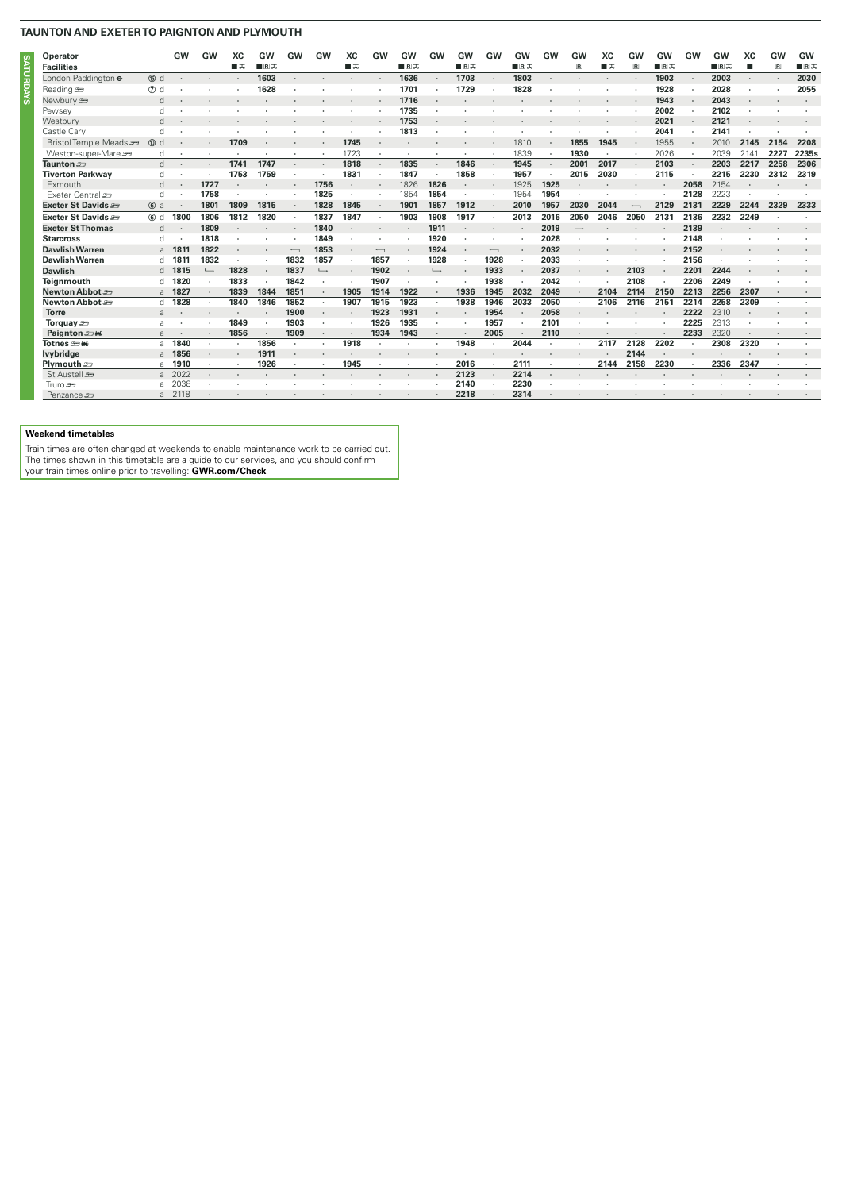## TAUNTON AND EXETER TO PAIGNTON AND PLYMOUTH

**SATURDAYS**

| Operator | | GW | GW | XC | GW | GW | GW | XC | GW | GW | GW | GW | GW | GW | GW | GW | XC | GW | GW | GW | GW | XC | GW | GW |
|---|---|---|---|---|---|---|---|---|---|---|---|---|---|---|---|---|---|---|---|---|---|---|---|---|
| **Facilities** | | | | ■✕ | ■Ⓡ✕ | | | ■✕ | | ■Ⓡ✕ | | ■Ⓡ✕ | | ■Ⓡ✕ | | Ⓡ | ■✕ | Ⓡ | ■Ⓡ✕ | | ■Ⓡ✕ | ■ | Ⓡ | ■Ⓡ✕ |
| London Paddington ⊖ | ⑮ d | | | | 1603 | | | | | 1636 | | 1703 | | 1803 | | | | | 1903 | | 2003 | | | 2030 |
| Reading | ⑦ d | | | | 1628 | | | | | 1701 | | 1729 | | 1828 | | | | | 1928 | | 2028 | | | 2055 |
| Newbury | d | | | | | | | | | 1716 | | | | | | | | | 1943 | | 2043 | | | |
| Pewsey | d | | | | | | | | | 1735 | | | | | | | | | 2002 | | 2102 | | | |
| Westbury | d | | | | | | | | | 1753 | | | | | | | | | 2021 | | 2121 | | | |
| Castle Cary | d | | | | | | | | | 1813 | | | | | | | | | 2041 | | 2141 | | | |
| Bristol Temple Meads | ⑩ d | | | 1709 | | | | 1745 | | | | | | 1810 | | 1855 | 1945 | | 1955 | | 2010 | 2145 | 2154 | 2208 |
| Weston-super-Mare | d | | | | | | | 1723 | | | | | | 1839 | | 1930 | | | 2026 | | 2039 | 2141 | 2227 | 2235s |
| **Taunton** | d | | | 1741 | 1747 | | | 1818 | | 1835 | | 1846 | | 1945 | | 2001 | 2017 | | 2103 | | 2203 | 2217 | 2258 | 2306 |
| **Tiverton Parkway** | d | | | 1753 | 1759 | | | 1831 | | 1847 | | 1858 | | 1957 | | 2015 | 2030 | | 2115 | | 2215 | 2230 | 2312 | 2319 |
| Exmouth | d | | 1727 | | | | 1756 | | | 1826 | 1826 | | | 1925 | 1925 | | | | | 2058 | 2154 | | | |
| Exeter Central | d | | 1758 | | | | 1825 | | | 1854 | 1854 | | | 1954 | 1954 | | | | | 2128 | 2223 | | | |
| **Exeter St Davids** | ⑥ a | | 1801 | 1809 | 1815 | | 1828 | 1845 | | 1901 | 1857 | 1912 | | 2010 | 1957 | 2030 | 2044 | ⟵ | 2129 | 2131 | 2229 | 2244 | 2329 | 2333 |
| **Exeter St Davids** | ⑥ d | 1800 | 1806 | 1812 | 1820 | | 1837 | 1847 | | 1903 | 1908 | 1917 | | 2013 | 2016 | 2050 | 2046 | 2050 | 2131 | 2136 | 2232 | 2249 | | |
| **Exeter St Thomas** | d | | 1809 | | | | 1840 | | | | 1911 | | | | 2019 | ↳ | | | | 2139 | | | | |
| **Starcross** | d | | 1818 | | | | 1849 | | | | 1920 | | | | 2028 | | | | | 2148 | | | | |
| **Dawlish Warren** | a | 1811 | 1822 | | | ⟵ | 1853 | | ⟵ | | 1924 | | ⟵ | | 2032 | | | | | 2152 | | | | |
| **Dawlish Warren** | d | 1811 | 1832 | | | 1832 | 1857 | | 1857 | | 1928 | | 1928 | | 2033 | | | | | 2156 | | | | |
| **Dawlish** | d | 1815 | ↳ | 1828 | | 1837 | ↳ | | 1902 | | ↳ | | 1933 | | 2037 | | | 2103 | | 2201 | 2244 | | | |
| **Teignmouth** | d | 1820 | | 1833 | | 1842 | | | 1907 | | | | 1938 | | 2042 | | | 2108 | | 2206 | 2249 | | | |
| **Newton Abbot** | a | 1827 | | 1839 | 1844 | 1851 | | 1905 | 1914 | 1922 | | 1936 | 1945 | 2032 | 2049 | | 2104 | 2114 | 2150 | 2213 | 2256 | 2307 | | |
| **Newton Abbot** | d | 1828 | | 1840 | 1846 | 1852 | | 1907 | 1915 | 1923 | | 1938 | 1946 | 2033 | 2050 | | 2106 | 2116 | 2151 | 2214 | 2258 | 2309 | | |
| **Torre** | a | | | | | 1900 | | | 1923 | 1931 | | | 1954 | | 2058 | | | | | 2222 | 2310 | | | |
| **Torquay** | a | | | 1849 | | 1903 | | | 1926 | 1935 | | | 1957 | | 2101 | | | | | 2225 | 2313 | | | |
| **Paignton** | a | | | 1856 | | 1909 | | | 1934 | 1943 | | | 2005 | | 2110 | | | | | 2233 | 2320 | | | |
| **Totnes** | a | 1840 | | | 1856 | | | 1918 | | | | 1948 | | 2044 | | | 2117 | 2128 | 2202 | | 2308 | 2320 | | |
| **Ivybridge** | a | 1856 | | | 1911 | | | | | | | | | | | | | 2144 | | | | | | |
| **Plymouth** | a | 1910 | | | 1926 | | | 1945 | | | | 2016 | | 2111 | | | 2144 | 2158 | 2230 | | 2336 | 2347 | | |
| St Austell | a | 2022 | | | | | | | | | | 2123 | | 2214 | | | | | | | | | | |
| Truro | a | 2038 | | | | | | | | | | 2140 | | 2230 | | | | | | | | | | |
| Penzance | a | 2118 | | | | | | | | | | 2218 | | 2314 | | | | | | | | | | |

**Weekend timetables**

Train times are often changed at weekends to enable maintenance work to be carried out. The times shown in this timetable are a guide to our services, and you should confirm your train times online prior to travelling: **GWR.com/Check**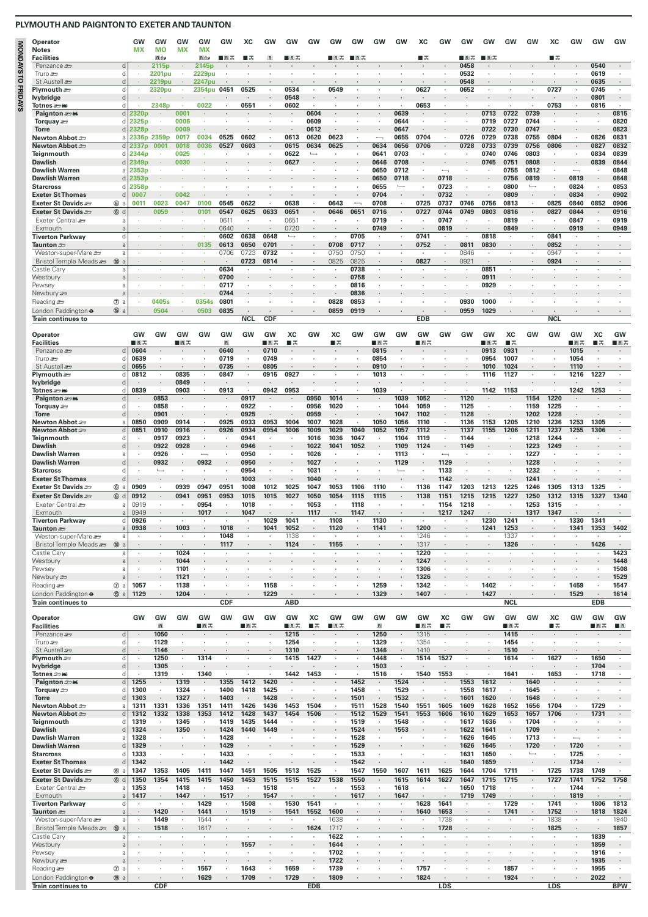# PLYMOUTH AND PAIGNTON TO EXETER AND TAUNTON

**MONDAYS TO FRIDAYS**

| Operator | | GW | GW | GW | GW | GW | XC | GW | GW | GW | GW | GW | GW | GW | XC | GW | GW | GW | GW | GW | XC | GW | GW | GW |
|---|---|---|---|---|---|---|---|---|---|---|---|---|---|---|---|---|---|---|---|---|---|---|---|---|
| Notes | | MX | MO | MX | MX | | | | | | | | | | | | | | | | | | | |
| Facilities | | | R | | R | ■R | ■ | R | ■R | | ■R | ■R | | | ■ | | ■R | ■R | | | ■ | | | |
| Penzance | d | · | 2115p | · | 2145p | · | · | · | · | · | · | · | · | · | · | · | 0458 | · | · | · | · | · | 0540 | · |
| Truro | d | · | 2201pu | · | 2229pu | · | · | · | · | · | · | · | · | · | · | · | 0532 | · | · | · | · | · | 0619 | · |
| St Austell | d | · | 2219pu | · | 2247pu | · | · | · | · | · | · | · | · | · | · | · | 0548 | · | · | · | · | · | 0635 | · |
| Plymouth | d | · | 2320pu | · | 2354pu | 0451 | 0525 | · | 0534 | · | 0549 | · | · | · | 0627 | · | 0652 | · | · | · | 0727 | · | 0745 | · |
| Ivybridge | d | · | · | · | · | · | · | · | 0548 | · | · | · | · | · | · | · | · | · | · | · | · | · | 0801 | · |
| Totnes | d | · | 2348p | · | 0022 | · | 0551 | · | 0602 | · | · | · | · | · | 0653 | · | · | · | · | · | 0753 | · | 0815 | · |
| Paignton | d | 2320p | · | 0001 | · | · | · | · | · | 0604 | · | · | · | 0639 | · | · | · | 0713 | 0722 | 0739 | · | · | · | 0815 |
| Torquay | d | 2325p | · | 0006 | · | · | · | · | · | 0609 | · | · | · | 0644 | · | · | · | 0719 | 0727 | 0744 | · | · | · | 0820 |
| Torre | d | 2328p | · | 0009 | · | · | · | · | · | 0612 | · | · | · | 0647 | · | · | · | 0722 | 0730 | 0747 | · | · | · | 0823 |
| Newton Abbot | a | 2336p | 2359p | 0017 | 0034 | 0525 | 0602 | · | 0613 | 0620 | 0623 | · | ⟵ | 0655 | 0704 | · | 0726 | 0729 | 0738 | 0755 | 0804 | · | 0826 | 0831 |
| Newton Abbot | d | 2337p | 0001 | 0018 | 0036 | 0527 | 0603 | · | 0615 | 0634 | 0625 | · | 0634 | 0656 | 0706 | · | 0728 | 0733 | 0739 | 0756 | 0806 | · | 0827 | 0832 |
| Teignmouth | d | 2344p | · | 0025 | · | · | · | · | 0622 | ↳ | · | · | 0641 | 0703 | · | · | · | 0740 | 0746 | 0803 | · | · | 0834 | 0839 |
| Dawlish | d | 2349p | · | 0030 | · | · | · | · | 0627 | · | · | · | 0646 | 0708 | · | · | · | 0745 | 0751 | 0808 | · | · | 0839 | 0844 |
| Dawlish Warren | a | 2353p | · | · | · | · | · | · | · | · | · | · | 0650 | 0712 | · | ⟵ | · | · | 0755 | 0812 | · | ⟵ | · | 0848 |
| Dawlish Warren | d | 2353p | · | · | · | · | · | · | · | · | · | · | 0650 | 0718 | · | 0718 | · | · | 0756 | 0819 | · | 0819 | · | 0848 |
| Starcross | d | 2358p | · | · | · | · | · | · | · | · | · | · | 0655 | ↳ | · | 0723 | · | · | 0800 | ↳ | · | 0824 | · | 0853 |
| Exeter St Thomas | d | 0007 | · | 0042 | · | · | · | · | · | · | · | · | 0704 | · | · | 0732 | · | · | 0809 | · | · | 0834 | · | 0902 |
| Exeter St Davids ⑥ | a | 0011 | 0023 | 0047 | 0100 | 0545 | 0622 | · | 0638 | · | 0643 | ⟵ | 0708 | · | 0725 | 0737 | 0746 | 0756 | 0813 | · | 0825 | 0840 | 0852 | 0906 |
| Exeter St Davids ⑥ | d | · | 0059 | · | 0101 | 0547 | 0625 | 0633 | 0651 | · | 0646 | 0651 | 0716 | · | 0727 | 0744 | 0749 | 0803 | 0816 | · | 0827 | 0844 | · | 0916 |
| Exeter Central | a | · | · | · | · | 0611 | · | · | 0651 | · | · | · | 0719 | · | · | 0747 | · | · | 0819 | · | · | 0847 | · | 0919 |
| Exmouth | a | · | · | · | · | 0640 | · | · | 0720 | · | · | · | 0749 | · | · | 0819 | · | · | 0849 | · | · | 0919 | · | 0949 |
| Tiverton Parkway | d | · | · | · | · | 0602 | 0638 | 0648 | ⟶ | · | · | 0705 | · | · | 0741 | · | · | 0818 | · | · | 0841 | · | · | · |
| Taunton | a | · | · | · | 0135 | 0613 | 0650 | 0701 | · | · | 0708 | 0717 | · | · | 0752 | · | 0811 | 0830 | · | · | 0852 | · | · | · |
| Weston-super-Mare | a | · | · | · | · | 0706 | 0723 | 0732 | · | · | 0750 | 0750 | · | · | · | · | 0846 | · | · | · | 0947 | · | · | · |
| Bristol Temple Meads ⑩ | a | · | · | · | · | · | 0723 | 0814 | · | · | 0825 | 0825 | · | · | 0827 | · | 0921 | · | · | · | 0924 | · | · | · |
| Castle Cary | a | · | · | · | · | 0634 | · | · | · | · | · | 0738 | · | · | · | · | · | 0851 | · | · | · | · | · | · |
| Westbury | a | · | · | · | · | 0700 | · | · | · | · | · | 0758 | · | · | · | · | · | 0911 | · | · | · | · | · | · |
| Pewsey | a | · | · | · | · | 0717 | · | · | · | · | · | 0816 | · | · | · | · | · | 0929 | · | · | · | · | · | · |
| Newbury | a | · | · | · | · | 0744 | · | · | · | · | · | 0836 | · | · | · | · | · | · | · | · | · | · | · | · |
| Reading ⑦ | a | · | 0405s | · | 0354s | 0801 | · | · | · | · | 0828 | 0853 | · | · | · | · | 0930 | 1000 | · | · | · | · | · | · |
| London Paddington ⑮ | a | · | 0504 | · | 0503 | 0835 | · | · | · | · | 0859 | 0919 | · | · | · | · | 0959 | 1029 | · | · | · | · | · | · |
| Train continues to | | | | | | | NCL | CDF | | | | | | | EDB | | | | | | NCL | | | |

| Operator | | GW | GW | GW | GW | GW | GW | GW | XC | GW | XC | GW | GW | GW | GW | GW | GW | GW | XC | GW | GW | GW | XC | GW |
|---|---|---|---|---|---|---|---|---|---|---|---|---|---|---|---|---|---|---|---|---|---|---|---|---|
| Facilities | | ■R | | ■R | | R | | ■R | ■ | | ■ | | ■R | | ■R | | | ■R | ■ | | | ■R | ■ | ■R |
| Penzance | d | 0604 | · | · | · | 0640 | · | 0710 | · | · | · | · | 0815 | · | · | · | · | 0913 | 0931 | · | · | 1015 | · | · |
| Truro | d | 0639 | · | · | · | 0719 | · | 0749 | · | · | · | · | 0854 | · | · | · | · | 0954 | 1007 | · | · | 1054 | · | · |
| St Austell | d | 0655 | · | · | · | 0735 | · | 0805 | · | · | · | · | 0910 | · | · | · | · | 1010 | 1024 | · | · | 1110 | · | · |
| Plymouth | d | 0812 | · | 0835 | · | 0847 | · | 0915 | 0927 | · | · | · | 1013 | · | · | · | · | 1116 | 1127 | · | · | 1216 | 1227 | · |
| Ivybridge | d | · | · | 0849 | · | · | · | · | · | · | · | · | · | · | · | · | · | · | · | · | · | · | · | · |
| Totnes | d | 0839 | · | 0903 | · | 0913 | · | 0942 | 0953 | · | · | · | 1039 | · | · | · | · | 1142 | 1153 | · | · | 1242 | 1253 | · |
| Paignton | d | · | 0853 | · | · | · | 0917 | · | · | 0950 | 1014 | · | · | 1039 | 1052 | · | 1120 | · | · | 1154 | 1220 | · | · | · |
| Torquay | d | · | 0858 | · | · | · | 0922 | · | · | 0956 | 1020 | · | · | 1044 | 1059 | · | 1125 | · | · | 1159 | 1225 | · | · | · |
| Torre | d | · | 0901 | · | · | · | 0925 | · | · | 0959 | · | · | · | 1047 | 1102 | · | 1128 | · | · | 1202 | 1228 | · | · | · |
| Newton Abbot | a | 0850 | 0909 | 0914 | · | 0925 | 0933 | 0953 | 1004 | 1007 | 1028 | · | 1050 | 1056 | 1110 | · | 1136 | 1153 | 1205 | 1210 | 1236 | 1253 | 1305 | · |
| Newton Abbot | d | 0851 | 0910 | 0916 | · | 0926 | 0934 | 0954 | 1006 | 1009 | 1029 | 1040 | 1052 | 1057 | 1112 | · | 1137 | 1155 | 1206 | 1211 | 1237 | 1255 | 1306 | · |
| Teignmouth | d | · | 0917 | 0923 | · | · | 0941 | · | · | 1016 | 1036 | 1047 | · | 1104 | 1119 | · | 1144 | · | · | 1218 | 1244 | · | · | · |
| Dawlish | d | · | 0922 | 0928 | · | · | 0946 | · | · | 1022 | 1041 | 1052 | · | 1109 | 1124 | · | 1149 | · | · | 1223 | 1249 | · | · | · |
| Dawlish Warren | a | · | 0926 | · | ⟵ | · | 0950 | · | · | 1026 | · | · | · | 1113 | · | ⟵ | · | · | · | 1227 | · | · | · | · |
| Dawlish Warren | d | · | 0932 | · | 0932 | · | 0950 | · | · | 1027 | · | · | · | 1129 | · | 1129 | · | · | · | 1228 | · | · | · | · |
| Starcross | d | · | ↳ | · | · | · | 0954 | · | · | 1031 | · | · | · | ↳ | · | 1133 | · | · | · | 1232 | · | · | · | · |
| Exeter St Thomas | d | · | · | · | · | · | 1003 | · | · | 1040 | · | · | · | · | · | 1142 | · | · | · | 1241 | · | · | · | · |
| Exeter St Davids ⑥ | a | 0909 | · | 0939 | 0947 | 0951 | 1008 | 1012 | 1025 | 1047 | 1053 | 1106 | 1110 | · | 1136 | 1147 | 1203 | 1213 | 1225 | 1246 | 1305 | 1313 | 1325 | · |
| Exeter St Davids ⑥ | d | 0912 | · | 0941 | 0951 | 0953 | 1015 | 1015 | 1027 | 1050 | 1054 | 1115 | 1115 | · | 1138 | 1151 | 1215 | 1215 | 1227 | 1250 | 1312 | 1315 | 1327 | 1340 |
| Exeter Central | a | 0919 | · | · | 0954 | · | 1018 | · | · | 1053 | · | 1118 | · | · | · | 1154 | 1218 | · | · | 1253 | 1315 | · | · | · |
| Exmouth | a | 0949 | · | · | 1017 | · | 1047 | · | · | 1117 | · | 1147 | · | · | · | 1217 | 1247 | · | · | 1317 | 1347 | · | · | · |
| Tiverton Parkway | d | 0926 | · | · | · | · | · | 1029 | 1041 | · | 1108 | · | 1130 | · | · | · | · | 1230 | 1241 | · | · | 1330 | 1341 | · |
| Taunton | a | 0938 | · | 1003 | · | 1018 | · | 1041 | 1052 | · | 1120 | · | 1141 | · | 1200 | · | · | 1241 | 1253 | · | · | 1341 | 1353 | 1402 |
| Weston-super-Mare | a | · | · | · | · | 1048 | · | · | 1138 | · | · | · | · | · | 1246 | · | · | · | 1337 | · | · | · | · | · |
| Bristol Temple Meads ⑩ | a | · | · | · | · | 1117 | · | · | 1124 | · | 1155 | · | · | · | 1317 | · | · | · | 1326 | · | · | · | 1426 | · |
| Castle Cary | a | · | · | 1024 | · | · | · | · | · | · | · | · | · | · | 1220 | · | · | · | · | · | · | · | · | 1423 |
| Westbury | a | · | · | 1044 | · | · | · | · | · | · | · | · | · | · | 1247 | · | · | · | · | · | · | · | · | 1448 |
| Pewsey | a | · | · | 1101 | · | · | · | · | · | · | · | · | · | · | 1306 | · | · | · | · | · | · | · | · | 1508 |
| Newbury | a | · | · | 1121 | · | · | · | · | · | · | · | · | · | · | 1326 | · | · | · | · | · | · | · | · | 1529 |
| Reading ⑦ | a | 1057 | · | 1138 | · | · | · | 1158 | · | · | · | · | 1259 | · | 1342 | · | · | 1402 | · | · | · | 1459 | · | 1547 |
| London Paddington ⑮ | a | 1129 | · | 1204 | · | · | · | 1229 | · | · | · | · | 1329 | · | 1407 | · | · | 1427 | · | · | · | 1529 | · | 1614 |
| Train continues to | | | | | | CDF | | | ABD | | | | | | | | | | NCL | | | | EDB | |

| Operator | | GW | GW | GW | GW | GW | GW | GW | GW | XC | GW | GW | GW | GW | GW | XC | GW | GW | GW | GW | XC | GW | GW | GW |
|---|---|---|---|---|---|---|---|---|---|---|---|---|---|---|---|---|---|---|---|---|---|---|---|---|
| Facilities | | | R | | ■R | | ■R | | ■R | ■ | ■R | | R | | ■R | ■ | | | ■R | | ■ | | ■R | ■R |
| Penzance | d | · | 1050 | · | · | · | · | · | 1215 | · | · | · | 1250 | · | 1315 | · | · | · | 1415 | · | · | · | · | · |
| Truro | d | · | 1129 | · | · | · | · | · | 1254 | · | · | · | 1329 | · | 1354 | · | · | · | 1454 | · | · | · | · | · |
| St Austell | d | · | 1146 | · | · | · | · | · | 1310 | · | · | · | 1346 | · | 1410 | · | · | · | 1510 | · | · | · | · | · |
| Plymouth | d | · | 1250 | · | 1314 | · | · | · | 1415 | 1427 | · | · | 1448 | · | 1514 | 1527 | · | · | 1614 | · | 1627 | · | 1650 | · |
| Ivybridge | d | · | 1305 | · | · | · | · | · | · | · | · | · | 1503 | · | · | · | · | · | · | · | · | · | 1704 | · |
| Totnes | d | · | 1319 | · | 1340 | · | · | · | 1442 | 1453 | · | · | 1516 | · | 1540 | 1553 | · | · | 1641 | · | 1653 | · | 1718 | · |
| Paignton | d | 1255 | · | 1319 | · | 1355 | 1412 | 1420 | · | · | · | 1452 | · | 1524 | · | · | 1553 | 1612 | · | 1640 | · | · | · | · |
| Torquay | d | 1300 | · | 1324 | · | 1400 | 1418 | 1425 | · | · | · | 1458 | · | 1529 | · | · | 1558 | 1617 | · | 1645 | · | · | · | · |
| Torre | d | 1303 | · | 1327 | · | 1403 | · | 1428 | · | · | · | 1501 | · | 1532 | · | · | 1601 | 1620 | · | 1648 | · | · | · | · |
| Newton Abbot | a | 1311 | 1331 | 1336 | 1351 | 1411 | 1426 | 1436 | 1453 | 1504 | · | 1511 | 1528 | 1540 | 1551 | 1605 | 1609 | 1628 | 1652 | 1656 | 1704 | · | 1729 | · |
| Newton Abbot | d | 1312 | 1332 | 1338 | 1353 | 1412 | 1428 | 1437 | 1454 | 1506 | · | 1512 | 1529 | 1541 | 1553 | 1606 | 1610 | 1629 | 1653 | 1657 | 1706 | · | 1731 | · |
| Teignmouth | d | 1319 | · | 1345 | · | 1419 | 1435 | 1444 | · | · | · | 1519 | · | 1548 | · | · | 1617 | 1636 | · | 1704 | · | · | · | · |
| Dawlish | d | 1324 | · | 1350 | · | 1424 | 1440 | 1449 | · | · | · | 1524 | · | 1553 | · | · | 1622 | 1641 | · | 1709 | · | · | · | · |
| Dawlish Warren | a | 1328 | · | · | · | 1428 | · | · | · | · | · | 1528 | · | · | · | · | 1626 | 1645 | · | 1713 | · | ⟵ | · | · |
| Dawlish Warren | d | 1329 | · | · | · | 1429 | · | · | · | · | · | 1529 | · | · | · | · | 1626 | 1645 | · | 1720 | · | 1720 | · | · |
| Starcross | d | 1333 | · | · | · | 1433 | · | · | · | · | · | 1533 | · | · | · | · | 1631 | 1650 | · | ↳ | · | 1725 | · | · |
| Exeter St Thomas | d | 1342 | · | · | · | 1442 | · | · | · | · | · | 1542 | · | · | · | · | 1640 | 1659 | · | · | · | 1734 | · | · |
| Exeter St Davids ⑥ | a | 1347 | 1353 | 1405 | 1411 | 1447 | 1451 | 1505 | 1513 | 1525 | · | 1547 | 1550 | 1607 | 1611 | 1625 | 1644 | 1704 | 1711 | · | 1725 | 1738 | 1749 | · |
| Exeter St Davids ⑥ | d | 1350 | 1354 | 1415 | 1415 | 1450 | 1453 | 1515 | 1515 | 1527 | 1538 | 1550 | · | 1615 | 1614 | 1627 | 1647 | 1715 | 1715 | · | 1727 | 1741 | 1752 | 1758 |
| Exeter Central | a | 1353 | · | 1418 | · | 1453 | · | 1518 | · | · | · | 1553 | · | 1618 | · | · | 1650 | 1718 | · | · | · | 1744 | · | · |
| Exmouth | a | 1417 | · | 1447 | · | 1517 | · | 1547 | · | · | · | 1617 | · | 1647 | · | · | 1719 | 1749 | · | · | · | 1819 | · | · |
| Tiverton Parkway | d | · | · | · | 1429 | · | 1508 | · | 1530 | 1541 | · | · | · | · | 1628 | 1641 | · | · | 1729 | · | 1741 | · | 1806 | 1813 |
| Taunton | a | · | 1420 | · | 1441 | · | 1519 | · | 1541 | 1552 | 1600 | · | · | · | 1640 | 1653 | · | · | 1741 | · | 1752 | · | 1818 | 1824 |
| Weston-super-Mare | a | · | 1449 | · | 1544 | · | · | · | · | · | 1638 | · | · | · | · | 1738 | · | · | · | · | 1838 | · | · | 1940 |
| Bristol Temple Meads ⑩ | a | · | 1518 | · | 1617 | · | · | · | · | 1624 | 1717 | · | · | · | · | 1728 | · | · | · | · | 1825 | · | · | 1857 |
| Castle Cary | a | · | · | · | · | · | · | · | · | · | 1622 | · | · | · | · | · | · | · | · | · | · | · | 1839 | · |
| Westbury | a | · | · | · | · | · | 1557 | · | · | · | 1644 | · | · | · | · | · | · | · | · | · | · | · | 1859 | · |
| Pewsey | a | · | · | · | · | · | · | · | · | · | 1702 | · | · | · | · | · | · | · | · | · | · | · | 1916 | · |
| Newbury | a | · | · | · | · | · | · | · | · | · | 1722 | · | · | · | · | · | · | · | · | · | · | · | 1935 | · |
| Reading ⑦ | a | · | · | · | 1557 | · | 1643 | · | 1659 | · | 1739 | · | · | · | 1757 | · | · | · | 1857 | · | · | · | 1955 | · |
| London Paddington ⑮ | a | · | · | · | 1629 | · | 1709 | · | 1729 | · | 1809 | · | · | · | 1824 | · | · | · | 1924 | · | · | · | 2022 | · |
| Train continues to | | | CDF | | | | | | | EDB | | | | | | LDS | | | | | LDS | | | BPW |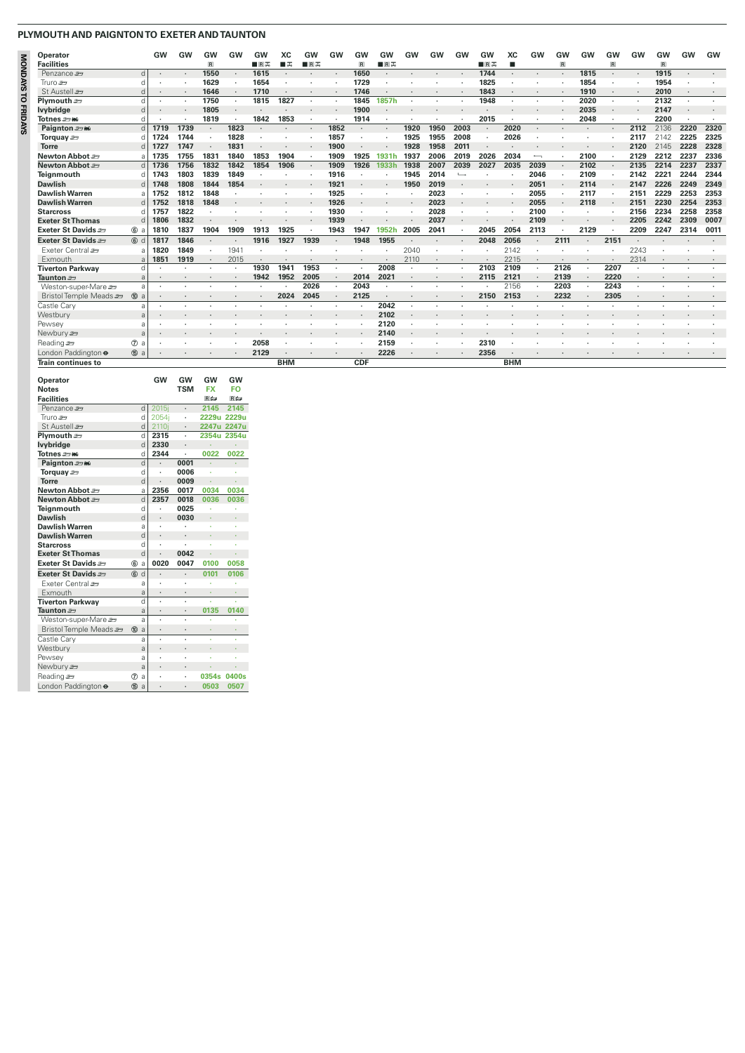## PLYMOUTH AND PAIGNTON TO EXETER AND TAUNTON

**MONDAYS TO FRIDAYS**

| Operator | | GW | GW | GW | GW | GW | XC | GW | GW | GW | GW | GW | GW | GW | GW | XC | GW | GW | GW | GW | GW | GW | GW | GW |
|---|---|---|---|---|---|---|---|---|---|---|---|---|---|---|---|---|---|---|---|---|---|---|---|---|
| **Facilities** | | | | R | | ■R⊼ | ■⊼ | ■R⊼ | | R | ■R⊼ | | | | ■R⊼ | ■ | | R | | R | | R | | |
| Penzance | d | · | · | 1550 | · | 1615 | · | · | · | 1650 | · | · | · | · | 1744 | · | · | · | 1815 | · | · | 1915 | · | · |
| Truro | d | · | · | 1629 | · | 1654 | · | · | · | 1729 | · | · | · | · | 1825 | · | · | · | 1854 | · | · | 1954 | · | · |
| St Austell | d | · | · | 1646 | · | 1710 | · | · | · | 1746 | · | · | · | · | 1843 | · | · | · | 1910 | · | · | 2010 | · | · |
| **Plymouth** | d | · | · | 1750 | · | 1815 | 1827 | · | · | 1845 | 1857h | · | · | · | 1948 | · | · | · | 2020 | · | · | 2132 | · | · |
| **Ivybridge** | d | · | · | 1805 | · | · | · | · | · | 1900 | · | · | · | · | · | · | · | · | 2035 | · | · | 2147 | · | · |
| **Totnes** | d | · | · | 1819 | · | 1842 | 1853 | · | · | 1914 | · | · | · | · | 2015 | · | · | · | 2048 | · | · | 2200 | · | · |
| **Paignton** | d | 1719 | 1739 | · | 1823 | · | · | · | 1852 | · | · | 1920 | 1950 | 2003 | · | 2020 | · | · | · | · | 2112 | 2136 | 2220 | 2320 |
| **Torquay** | d | 1724 | 1744 | · | 1828 | · | · | · | 1857 | · | · | 1925 | 1955 | 2008 | · | 2026 | · | · | · | · | 2117 | 2142 | 2225 | 2325 |
| **Torre** | d | 1727 | 1747 | · | 1831 | · | · | · | 1900 | · | · | 1928 | 1958 | 2011 | · | · | · | · | · | · | 2120 | 2145 | 2228 | 2328 |
| **Newton Abbot** | a | 1735 | 1755 | 1831 | 1840 | 1853 | 1904 | · | 1909 | 1925 | 1931h | 1937 | 2006 | 2019 | 2026 | 2034 | ⟵ | · | 2100 | · | 2129 | 2212 | 2237 | 2336 |
| **Newton Abbot** | d | 1736 | 1756 | 1832 | 1842 | 1854 | 1906 | · | 1909 | 1926 | 1933h | 1938 | 2007 | 2039 | 2027 | 2035 | 2039 | · | 2102 | · | 2135 | 2214 | 2237 | 2337 |
| **Teignmouth** | d | 1743 | 1803 | 1839 | 1849 | · | · | · | 1916 | · | · | 1945 | 2014 | ↳ | · | · | 2046 | · | 2109 | · | 2142 | 2221 | 2244 | 2344 |
| **Dawlish** | d | 1748 | 1808 | 1844 | 1854 | · | · | · | 1921 | · | · | 1950 | 2019 | · | · | · | 2051 | · | 2114 | · | 2147 | 2226 | 2249 | 2349 |
| **Dawlish Warren** | a | 1752 | 1812 | 1848 | · | · | · | · | 1925 | · | · | · | 2023 | · | · | · | 2055 | · | 2117 | · | 2151 | 2229 | 2253 | 2353 |
| **Dawlish Warren** | d | 1752 | 1818 | 1848 | · | · | · | · | 1926 | · | · | · | 2023 | · | · | · | 2055 | · | 2118 | · | 2151 | 2230 | 2254 | 2353 |
| **Starcross** | d | 1757 | 1822 | · | · | · | · | · | 1930 | · | · | · | 2028 | · | · | · | 2100 | · | · | · | 2156 | 2234 | 2258 | 2358 |
| **Exeter St Thomas** | d | 1806 | 1832 | · | · | · | · | · | 1939 | · | · | · | 2037 | · | · | · | 2109 | · | · | · | 2205 | 2242 | 2309 | 0007 |
| **Exeter St Davids** ⑥ | a | 1810 | 1837 | 1904 | 1909 | 1913 | 1925 | · | 1943 | 1947 | 1952h | 2005 | 2041 | · | 2045 | 2054 | 2113 | · | 2129 | · | 2209 | 2247 | 2314 | 0011 |
| **Exeter St Davids** ⑥ | d | 1817 | 1846 | · | · | 1916 | 1927 | 1939 | · | 1948 | 1955 | · | · | · | 2048 | 2056 | · | 2111 | · | 2151 | · | · | · | · |
| Exeter Central | a | 1820 | 1849 | · | 1941 | · | · | · | · | · | · | 2040 | · | · | · | 2142 | · | · | · | · | 2243 | · | · | · |
| Exmouth | a | 1851 | 1919 | · | 2015 | · | · | · | · | · | · | 2110 | · | · | · | 2215 | · | · | · | · | 2314 | · | · | · |
| **Tiverton Parkway** | d | · | · | · | · | 1930 | 1941 | 1953 | · | · | 2008 | · | · | · | 2103 | 2109 | · | 2126 | · | 2207 | · | · | · | · |
| **Taunton** | a | · | · | · | · | 1942 | 1952 | 2005 | · | 2014 | 2021 | · | · | · | 2115 | 2121 | · | 2139 | · | 2220 | · | · | · | · |
| Weston-super-Mare | a | · | · | · | · | · | · | 2026 | · | 2043 | · | · | · | · | · | 2156 | · | 2203 | · | 2243 | · | · | · | · |
| Bristol Temple Meads ⑬ | a | · | · | · | · | · | 2024 | 2045 | · | 2125 | · | · | · | · | 2150 | 2153 | · | 2232 | · | 2305 | · | · | · | · |
| Castle Cary | a | · | · | · | · | · | · | · | · | · | 2042 | · | · | · | · | · | · | · | · | · | · | · | · | · |
| Westbury | a | · | · | · | · | · | · | · | · | · | 2102 | · | · | · | · | · | · | · | · | · | · | · | · | · |
| Pewsey | a | · | · | · | · | · | · | · | · | · | 2120 | · | · | · | · | · | · | · | · | · | · | · | · | · |
| Newbury | a | · | · | · | · | · | · | · | · | · | 2140 | · | · | · | · | · | · | · | · | · | · | · | · | · |
| Reading ⑦ | a | · | · | · | · | 2058 | · | · | · | · | 2159 | · | · | · | 2310 | · | · | · | · | · | · | · | · | · |
| London Paddington ⑮ | a | · | · | · | · | 2129 | · | · | · | · | 2226 | · | · | · | 2356 | · | · | · | · | · | · | · | · | · |
| **Train continues to** | | | | | | | BHM | | | CDF | | | | | | BHM | | | | | | | | |

| Operator | | GW | GW | GW | GW |
|---|---|---|---|---|---|
| **Notes** | | | TSM | FX | FO |
| **Facilities** | | | | R⊏ | R⊏ |
| Penzance | d | 2015j | · | 2145 | 2145 |
| Truro | d | 2054j | · | 2229u | 2229u |
| St Austell | d | 2110j | · | 2247u | 2247u |
| **Plymouth** | d | 2315 | · | 2354u | 2354u |
| **Ivybridge** | d | 2330 | · | · | · |
| **Totnes** | d | 2344 | · | 0022 | 0022 |
| **Paignton** | d | · | 0001 | · | · |
| **Torquay** | d | · | 0006 | · | · |
| **Torre** | d | · | 0009 | · | · |
| **Newton Abbot** | a | 2356 | 0017 | 0034 | 0034 |
| **Newton Abbot** | d | 2357 | 0018 | 0036 | 0036 |
| **Teignmouth** | d | · | 0025 | · | · |
| **Dawlish** | d | · | 0030 | · | · |
| **Dawlish Warren** | a | · | · | · | · |
| **Dawlish Warren** | d | · | · | · | · |
| **Starcross** | d | · | · | · | · |
| **Exeter St Thomas** | d | · | 0042 | · | · |
| **Exeter St Davids** ⑥ | a | 0020 | 0047 | 0100 | 0058 |
| **Exeter St Davids** ⑥ | d | · | · | 0101 | 0106 |
| Exeter Central | a | · | · | · | · |
| Exmouth | a | · | · | · | · |
| **Tiverton Parkway** | d | · | · | · | · |
| **Taunton** | a | · | · | 0135 | 0140 |
| Weston-super-Mare | a | · | · | · | · |
| Bristol Temple Meads ⑬ | a | · | · | · | · |
| Castle Cary | a | · | · | · | · |
| Westbury | a | · | · | · | · |
| Pewsey | a | · | · | · | · |
| Newbury | a | · | · | · | · |
| Reading ⑦ | a | · | · | 0354s | 0400s |
| London Paddington ⑮ | a | · | · | 0503 | 0507 |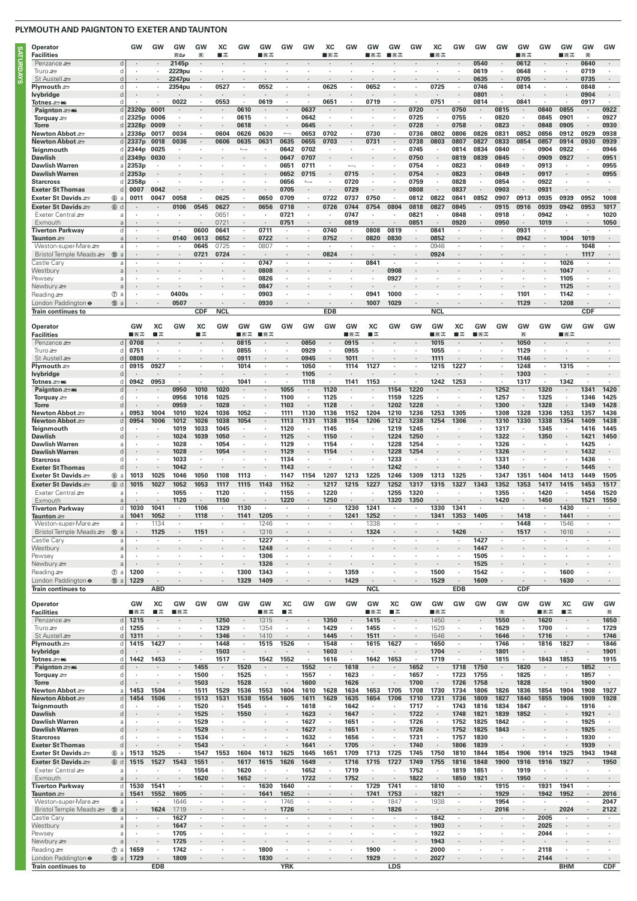# PLYMOUTH AND PAIGNTON TO EXETER AND TAUNTON

**SATURDAYS**

| Operator | | GW | GW | GW | GW | XC | GW | GW | GW | GW | XC | GW | GW | GW | GW | XC | GW | GW | GW | GW | GW | GW | GW | GW |
|---|---|---|---|---|---|---|---|---|---|---|---|---|---|---|---|---|---|---|---|---|---|---|---|---|
| Facilities | | | | Ⓡ🛏 | Ⓡ | ■✕ | | ■Ⓡ✕ | | | ■Ⓡ✕ | | ■Ⓡ✕ | ■Ⓡ✕ | | ■Ⓡ✕ | | | | ■Ⓡ✕ | | ■Ⓡ✕ | Ⓡ | |
| Penzance | d | · | · | 2145p | · | · | · | · | · | · | · | · | · | · | · | · | · | 0540 | · | 0612 | · | · | 0640 | · |
| Truro | d | · | · | 2229pu | · | · | · | · | · | · | · | · | · | · | · | · | · | 0619 | · | 0648 | · | · | 0719 | · |
| St Austell | d | · | · | 2247pu | · | · | · | · | · | · | · | · | · | · | · | · | · | 0635 | · | 0705 | · | · | 0735 | · |
| Plymouth | d | · | · | 2354pu | · | 0527 | · | 0552 | · | · | 0625 | · | 0652 | · | · | 0725 | · | 0746 | · | 0814 | · | · | 0848 | · |
| Ivybridge | d | · | · | · | · | · | · | · | · | · | · | · | · | · | · | · | · | 0801 | · | · | · | · | 0904 | · |
| Totnes | d | · | · | 0022 | · | 0553 | · | 0619 | · | · | 0651 | · | 0719 | · | · | 0751 | · | 0814 | · | 0841 | · | · | 0917 | · |
| **Paignton** | d | 2320p | 0001 | · | · | · | 0610 | · | · | 0637 | · | · | · | · | 0720 | · | 0750 | · | 0815 | · | 0840 | 0855 | · | 0922 |
| **Torquay** | d | 2325p | 0006 | · | · | · | 0615 | · | · | 0642 | · | · | · | · | 0725 | · | 0755 | · | 0820 | · | 0845 | 0901 | · | 0927 |
| **Torre** | d | 2328p | 0009 | · | · | · | 0618 | · | · | 0645 | · | · | · | · | 0728 | · | 0758 | · | 0823 | · | 0848 | 0905 | · | 0930 |
| **Newton Abbot** | a | 2336p | 0017 | 0034 | · | 0604 | 0626 | 0630 | ⟵ | 0653 | 0702 | · | 0730 | · | 0736 | 0802 | 0806 | 0826 | 0831 | 0852 | 0856 | 0912 | 0929 | 0938 |
| **Newton Abbot** | d | 2337p | 0018 | 0036 | · | 0606 | 0635 | 0631 | 0635 | 0655 | 0703 | · | 0731 | · | 0738 | 0803 | 0807 | 0827 | 0833 | 0854 | 0857 | 0914 | 0930 | 0939 |
| **Teignmouth** | d | 2344p | 0025 | · | · | · | ↳ | · | 0642 | 0702 | · | · | · | · | 0745 | · | 0814 | 0834 | 0840 | · | 0904 | 0922 | · | 0946 |
| **Dawlish** | d | 2349p | 0030 | · | · | · | · | · | 0647 | 0707 | · | · | · | · | 0750 | · | 0819 | 0839 | 0845 | · | 0909 | 0927 | · | 0951 |
| **Dawlish Warren** | a | 2353p | · | · | · | · | · | · | 0651 | 0711 | · | ⟵ | · | · | 0754 | · | 0823 | · | 0849 | · | 0913 | · | · | 0955 |
| **Dawlish Warren** | d | 2353p | · | · | · | · | · | · | 0652 | 0715 | · | 0715 | · | · | 0754 | · | 0823 | · | 0849 | · | 0917 | · | · | 0955 |
| **Starcross** | d | 2358p | · | · | · | · | · | · | 0656 | ↳ | · | 0720 | · | · | 0759 | · | 0828 | · | 0854 | · | 0922 | · | · | · |
| **Exeter St Thomas** | d | 0007 | 0042 | · | · | · | · | · | 0705 | · | · | 0729 | · | · | 0808 | · | 0837 | · | 0903 | · | 0931 | · | · | · |
| **Exeter St Davids** ⑥ | a | 0011 | 0047 | 0058 | · | 0625 | · | 0650 | 0709 | · | 0722 | 0737 | 0750 | · | 0812 | 0822 | 0841 | 0852 | 0907 | 0913 | 0935 | 0939 | 0952 | 1008 |
| **Exeter St Davids** ⑥ | d | · | · | 0106 | 0545 | 0627 | · | 0656 | 0718 | · | 0726 | 0744 | 0754 | 0804 | 0818 | 0827 | 0845 | · | 0915 | 0916 | 0939 | 0942 | 0953 | 1017 |
| Exeter Central | a | · | · | · | · | 0651 | · | · | 0721 | · | · | 0747 | · | · | 0821 | · | 0848 | · | 0918 | · | 0942 | · | · | 1020 |
| Exmouth | a | · | · | · | · | 0721 | · | · | 0751 | · | · | 0819 | · | · | 0851 | · | 0920 | · | 0950 | · | 1019 | · | · | 1050 |
| **Tiverton Parkway** | d | · | · | · | 0600 | 0641 | · | 0711 | · | · | 0740 | · | 0808 | 0819 | · | 0841 | · | · | · | 0931 | · | · | · | · |
| **Taunton** | a | · | · | 0140 | 0613 | 0652 | · | 0722 | · | · | 0752 | · | 0820 | 0830 | · | 0852 | · | · | · | 0942 | · | 1004 | 1019 | · |
| Weston-super-Mare | a | · | · | · | 0645 | 0725 | · | 0807 | · | · | · | · | · | · | · | 0946 | · | · | · | · | · | · | 1048 | · |
| Bristol Temple Meads ⑩ | a | · | · | · | 0721 | 0724 | · | · | · | · | 0824 | · | · | · | · | 0924 | · | · | · | · | · | · | 1117 | · |
| Castle Cary | a | · | · | · | · | · | · | 0747 | · | · | · | · | 0841 | · | · | · | · | · | · | · | · | 1026 | · | · |
| Westbury | a | · | · | · | · | · | · | 0808 | · | · | · | · | · | 0908 | · | · | · | · | · | · | · | 1047 | · | · |
| Pewsey | a | · | · | · | · | · | · | 0826 | · | · | · | · | · | 0927 | · | · | · | · | · | · | · | 1105 | · | · |
| Newbury | a | · | · | · | · | · | · | 0847 | · | · | · | · | · | · | · | · | · | · | · | · | · | 1125 | · | · |
| Reading ⑦ | a | · | · | 0400s | · | · | · | 0903 | · | · | · | · | 0941 | 1000 | · | · | · | · | · | 1101 | · | 1142 | · | · |
| London Paddington ⑮ | a | · | · | 0507 | · | · | · | 0930 | · | · | · | · | 1007 | 1029 | · | · | · | · | · | 1129 | · | 1208 | · | · |
| **Train continues to** | | | | | CDF | NCL | | | | | EDB | | | | | NCL | | | | | | | CDF | |

| Operator | | GW | XC | GW | XC | GW | GW | GW | GW | GW | GW | GW | XC | GW | GW | GW | XC | GW | GW | GW | GW | GW | GW | GW |
|---|---|---|---|---|---|---|---|---|---|---|---|---|---|---|---|---|---|---|---|---|---|---|---|---|
| Facilities | | ■Ⓡ✕ | ■✕ | | ■✕ | | ■Ⓡ✕ | ■Ⓡ✕ | | | | ■Ⓡ✕ | ■✕ | | | ■Ⓡ✕ | ■✕ | ■Ⓡ✕ | | Ⓡ | | ■Ⓡ✕ | | |
| Penzance | d | 0708 | · | · | · | · | 0815 | · | · | 0850 | · | 0915 | · | · | · | 1015 | · | · | · | 1050 | · | · | · | · |
| Truro | d | 0751 | · | · | · | · | 0855 | · | · | 0929 | · | 0955 | · | · | · | 1055 | · | · | · | 1129 | · | · | · | · |
| St Austell | d | 0808 | · | · | · | · | 0911 | · | · | 0945 | · | 1011 | · | · | · | 1111 | · | · | · | 1146 | · | · | · | · |
| Plymouth | d | 0915 | 0927 | · | · | · | 1014 | · | · | 1050 | · | 1114 | 1127 | · | · | 1215 | 1227 | · | · | 1248 | · | 1315 | · | · |
| Ivybridge | d | · | · | · | · | · | · | · | · | 1105 | · | · | · | · | · | · | · | · | · | 1303 | · | · | · | · |
| Totnes | d | 0942 | 0953 | · | · | · | 1041 | · | · | 1118 | · | 1141 | 1153 | · | · | 1242 | 1253 | · | · | 1317 | · | 1342 | · | · |
| **Paignton** | d | · | · | 0950 | 1010 | 1020 | · | · | 1055 | · | 1120 | · | · | 1154 | 1220 | · | · | · | 1252 | · | 1320 | · | 1341 | 1420 |
| **Torquay** | d | · | · | 0956 | 1016 | 1025 | · | · | 1100 | · | 1125 | · | · | 1159 | 1225 | · | · | · | 1257 | · | 1325 | · | 1346 | 1425 |
| **Torre** | d | · | · | 0959 | · | 1028 | · | · | 1103 | · | 1128 | · | · | 1202 | 1228 | · | · | · | 1300 | · | 1328 | · | 1349 | 1428 |
| **Newton Abbot** | a | 0953 | 1004 | 1010 | 1024 | 1036 | 1052 | · | 1111 | 1130 | 1136 | 1152 | 1204 | 1210 | 1236 | 1253 | 1305 | · | 1308 | 1328 | 1336 | 1353 | 1357 | 1436 |
| **Newton Abbot** | d | 0954 | 1006 | 1012 | 1026 | 1038 | 1054 | · | 1113 | 1131 | 1138 | 1154 | 1206 | 1212 | 1238 | 1254 | 1306 | · | 1310 | 1330 | 1338 | 1354 | 1409 | 1438 |
| **Teignmouth** | d | · | · | 1019 | · | 1045 | · | · | 1120 | · | 1145 | · | · | 1219 | 1245 | · | · | · | 1317 | · | 1345 | · | 1416 | 1445 |
| **Dawlish** | d | · | · | 1024 | 1039 | 1050 | · | · | 1125 | · | 1150 | · | · | 1224 | 1250 | · | · | · | 1322 | · | 1350 | · | 1421 | 1450 |
| **Dawlish Warren** | a | · | · | 1028 | · | 1054 | · | · | 1129 | · | 1154 | · | · | 1228 | 1254 | · | · | · | 1326 | · | · | · | 1425 | · |
| **Dawlish Warren** | d | · | · | 1028 | · | 1054 | · | · | 1129 | · | 1154 | · | · | 1228 | 1254 | · | · | · | 1326 | · | · | · | 1432 | · |
| **Starcross** | d | · | · | 1033 | · | · | · | · | 1134 | · | · | · | · | 1233 | · | · | · | · | 1331 | · | · | · | 1436 | · |
| **Exeter St Thomas** | d | · | · | 1042 | · | · | · | · | 1143 | · | · | · | · | 1242 | · | · | · | · | 1340 | · | · | · | 1445 | · |
| **Exeter St Davids** ⑥ | a | 1013 | 1025 | 1046 | 1050 | 1108 | 1113 | · | 1147 | 1154 | 1207 | 1213 | 1225 | 1246 | 1309 | 1313 | 1325 | · | 1347 | 1351 | 1404 | 1413 | 1449 | 1505 |
| **Exeter St Davids** ⑥ | d | 1015 | 1027 | 1052 | 1053 | 1117 | 1115 | 1143 | 1152 | · | 1217 | 1215 | 1227 | 1252 | 1317 | 1315 | 1327 | 1343 | 1352 | 1353 | 1417 | 1415 | 1453 | 1517 |
| Exeter Central | a | · | · | 1055 | · | 1120 | · | · | 1155 | · | 1220 | · | · | 1255 | 1320 | · | · | · | 1355 | · | 1420 | · | 1456 | 1520 |
| Exmouth | a | · | · | 1120 | · | 1150 | · | · | 1220 | · | 1250 | · | · | 1320 | 1350 | · | · | · | 1420 | · | 1450 | · | 1521 | 1550 |
| **Tiverton Parkway** | d | 1030 | 1041 | · | 1106 | · | 1130 | · | · | · | · | 1230 | 1241 | · | · | 1330 | 1341 | · | · | · | · | 1430 | · | · |
| **Taunton** | a | 1041 | 1052 | · | 1118 | · | 1141 | 1205 | · | · | · | 1241 | 1252 | · | · | 1341 | 1353 | 1405 | · | 1418 | · | 1441 | · | · |
| Weston-super-Mare | a | · | 1134 | · | · | · | · | 1246 | · | · | · | · | 1338 | · | · | · | · | · | · | 1448 | · | 1546 | · | · |
| Bristol Temple Meads ⑩ | a | · | 1125 | · | 1151 | · | · | 1316 | · | · | · | · | 1324 | · | · | · | 1426 | · | · | 1517 | · | 1616 | · | · |
| Castle Cary | a | · | · | · | · | · | · | 1227 | · | · | · | · | · | · | · | · | · | 1427 | · | · | · | · | · | · |
| Westbury | a | · | · | · | · | · | · | 1248 | · | · | · | · | · | · | · | · | · | 1447 | · | · | · | · | · | · |
| Pewsey | a | · | · | · | · | · | · | 1306 | · | · | · | · | · | · | · | · | · | 1505 | · | · | · | · | · | · |
| Newbury | a | · | · | · | · | · | · | 1326 | · | · | · | · | · | · | · | · | · | 1525 | · | · | · | · | · | · |
| Reading ⑦ | a | 1200 | · | · | · | · | 1300 | 1343 | · | · | · | 1359 | · | · | · | 1500 | · | 1542 | · | · | · | 1600 | · | · |
| London Paddington ⑮ | a | 1229 | · | · | · | · | 1329 | 1409 | · | · | · | 1429 | · | · | · | 1529 | · | 1609 | · | · | · | 1630 | · | · |
| **Train continues to** | | | ABD | | | | | | | | | | NCL | | | | EDB | | | CDF | | | | |

| Operator | | GW | XC | GW | GW | GW | GW | GW | XC | GW | GW | GW | GW | XC | GW | GW | GW | GW | GW | GW | GW | XC | GW | GW |
|---|---|---|---|---|---|---|---|---|---|---|---|---|---|---|---|---|---|---|---|---|---|---|---|---|
| Facilities | | ■Ⓡ✕ | ■✕ | ■Ⓡ✕ | | | | ■Ⓡ✕ | ■✕ | | | | ■Ⓡ✕ | ■✕ | | ■Ⓡ✕ | | | Ⓡ | | ■Ⓡ✕ | ■✕ | | Ⓡ |
| Penzance | d | 1215 | · | · | · | 1250 | · | 1315 | · | · | 1350 | · | 1415 | · | · | 1450 | · | · | 1550 | · | 1620 | · | · | 1650 |
| Truro | d | 1255 | · | · | · | 1329 | · | 1354 | · | · | 1429 | · | 1455 | · | · | 1529 | · | · | 1629 | · | 1700 | · | · | 1729 |
| St Austell | d | 1311 | · | · | · | 1346 | · | 1410 | · | · | 1445 | · | 1511 | · | · | 1546 | · | · | 1646 | · | 1716 | · | · | 1746 |
| Plymouth | d | 1415 | 1427 | · | · | 1448 | · | 1515 | 1526 | · | 1548 | · | 1615 | 1627 | · | 1650 | · | · | 1746 | · | 1816 | 1827 | · | 1846 |
| Ivybridge | d | · | · | · | · | 1503 | · | · | · | · | 1603 | · | · | · | · | 1704 | · | · | 1801 | · | · | · | · | 1901 |
| Totnes | d | 1442 | 1453 | · | · | 1517 | · | 1542 | 1552 | · | 1616 | · | 1642 | 1653 | · | 1719 | · | · | 1815 | · | 1843 | 1853 | · | 1915 |
| **Paignton** | d | · | · | · | 1455 | · | 1520 | · | · | 1552 | · | 1618 | · | · | 1652 | · | 1718 | 1750 | · | 1820 | · | · | 1852 | · |
| **Torquay** | d | · | · | · | 1500 | · | 1525 | · | · | 1557 | · | 1623 | · | · | 1657 | · | 1723 | 1755 | · | 1825 | · | · | 1857 | · |
| **Torre** | d | · | · | · | 1503 | · | 1528 | · | · | 1600 | · | 1626 | · | · | 1700 | · | 1726 | 1758 | · | 1828 | · | · | 1900 | · |
| **Newton Abbot** | a | 1453 | 1504 | · | 1511 | 1529 | 1536 | 1553 | 1604 | 1610 | 1628 | 1634 | 1653 | 1705 | 1708 | 1730 | 1734 | 1806 | 1826 | 1836 | 1854 | 1904 | 1908 | 1927 |
| **Newton Abbot** | d | 1454 | 1506 | · | 1513 | 1531 | 1538 | 1554 | 1605 | 1611 | 1629 | 1635 | 1654 | 1706 | 1710 | 1731 | 1736 | 1809 | 1827 | 1840 | 1855 | 1906 | 1909 | 1928 |
| **Teignmouth** | d | · | · | · | 1520 | · | 1545 | · | · | 1618 | · | 1642 | · | · | 1717 | · | 1743 | 1816 | 1834 | 1847 | · | · | 1916 | · |
| **Dawlish** | d | · | · | · | 1525 | · | 1550 | · | · | 1623 | · | 1647 | · | · | 1722 | · | 1748 | 1821 | 1839 | 1852 | · | · | 1921 | · |
| **Dawlish Warren** | a | · | · | · | 1529 | · | · | · | · | 1627 | · | 1651 | · | · | 1726 | · | 1752 | 1825 | 1842 | · | · | · | 1925 | · |
| **Dawlish Warren** | d | · | · | · | 1529 | · | · | · | · | 1627 | · | 1651 | · | · | 1726 | · | 1752 | 1825 | 1843 | · | · | · | 1925 | · |
| **Starcross** | d | · | · | · | 1534 | · | · | · | · | 1632 | · | 1656 | · | · | 1731 | · | 1757 | 1830 | · | · | · | · | 1930 | · |
| **Exeter St Thomas** | d | · | · | · | 1543 | · | · | · | · | 1641 | · | 1705 | · | · | 1740 | · | 1806 | 1839 | · | · | · | · | 1939 | · |
| **Exeter St Davids** ⑥ | a | 1513 | 1525 | · | 1547 | 1553 | 1604 | 1613 | 1625 | 1645 | 1651 | 1709 | 1713 | 1725 | 1745 | 1750 | 1810 | 1844 | 1854 | 1906 | 1914 | 1925 | 1943 | 1948 |
| **Exeter St Davids** ⑥ | d | 1515 | 1527 | 1543 | 1551 | · | 1617 | 1615 | 1626 | 1649 | · | 1716 | 1715 | 1727 | 1749 | 1755 | 1816 | 1848 | 1900 | 1916 | 1916 | 1927 | · | 1950 |
| Exeter Central | a | · | · | · | 1554 | · | 1620 | · | · | 1652 | · | 1719 | · | · | 1752 | · | 1819 | 1851 | · | 1919 | · | · | · | · |
| Exmouth | a | · | · | · | 1620 | · | 1652 | · | · | 1722 | · | 1752 | · | · | 1822 | · | 1850 | 1921 | · | 1950 | · | · | · | · |
| **Tiverton Parkway** | d | 1530 | 1541 | · | · | · | · | 1630 | 1640 | · | · | · | 1729 | 1741 | · | 1810 | · | · | 1915 | · | 1931 | 1941 | · | · |
| **Taunton** | a | 1541 | 1552 | 1605 | · | · | · | 1641 | 1652 | · | · | · | 1741 | 1753 | · | 1821 | · | · | 1929 | · | 1942 | 1952 | · | 2016 |
| Weston-super-Mare | a | · | · | 1646 | · | · | · | · | 1746 | · | · | · | · | 1847 | · | 1938 | · | · | 1954 | · | · | · | · | 2047 |
| Bristol Temple Meads ⑩ | a | · | 1624 | 1719 | · | · | · | · | 1726 | · | · | · | · | 1826 | · | · | · | · | 2016 | · | · | 2024 | · | 2122 |
| Castle Cary | a | · | · | 1627 | · | · | · | · | · | · | · | · | · | · | · | 1842 | · | · | · | · | 2005 | · | · | · |
| Westbury | a | · | · | 1647 | · | · | · | · | · | · | · | · | · | · | · | 1903 | · | · | · | · | 2025 | · | · | · |
| Pewsey | a | · | · | 1705 | · | · | · | · | · | · | · | · | · | · | · | 1922 | · | · | · | · | 2044 | · | · | · |
| Newbury | a | · | · | 1725 | · | · | · | · | · | · | · | · | · | · | · | 1943 | · | · | · | · | · | · | · | · |
| Reading ⑦ | a | 1659 | · | 1742 | · | · | · | 1800 | · | · | · | · | 1900 | · | · | 2000 | · | · | · | · | 2118 | · | · | · |
| London Paddington ⑮ | a | 1729 | · | 1809 | · | · | · | 1830 | · | · | · | · | 1929 | · | · | 2027 | · | · | · | · | 2144 | · | · | · |
| **Train continues to** | | | EDB | | | | | | YRK | | | | | LDS | | | | | | | | BHM | | CDF |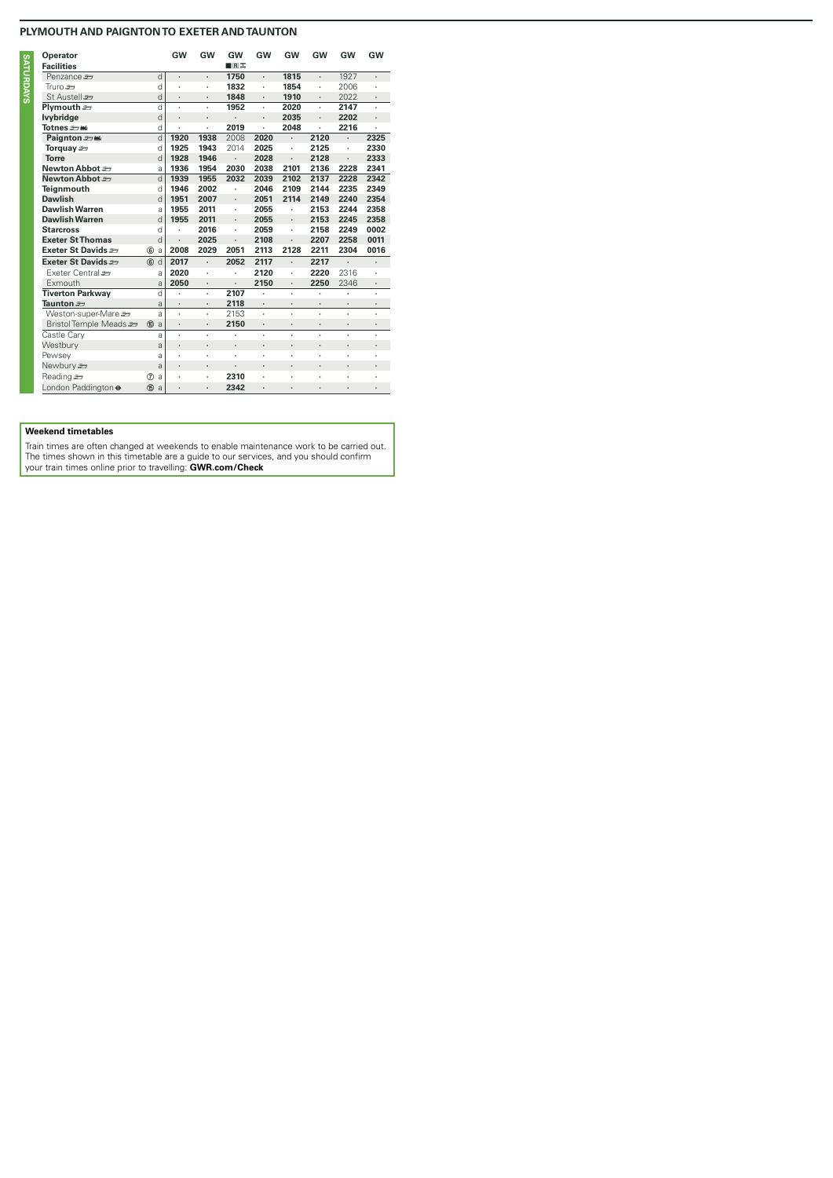## PLYMOUTH AND PAIGNTON TO EXETER AND TAUNTON

SATURDAYS

| Operator | | GW | GW | GW | GW | GW | GW | GW | GW |
|---|---|---|---|---|---|---|---|---|---|
| Facilities | | | | ■ R ✕ | | | | | |
| Penzance | d | · | · | 1750 | · | 1815 | · | 1927 | · |
| Truro | d | · | · | 1832 | · | 1854 | · | 2006 | · |
| St Austell | d | · | · | 1848 | · | 1910 | · | 2022 | · |
| Plymouth | d | · | · | 1952 | · | 2020 | · | 2147 | · |
| Ivybridge | d | · | · | · | · | 2035 | · | 2202 | · |
| Totnes | d | · | · | 2019 | · | 2048 | · | 2216 | · |
| Paignton | d | 1920 | 1938 | 2008 | 2020 | · | 2120 | · | 2325 |
| Torquay | d | 1925 | 1943 | 2014 | 2025 | · | 2125 | · | 2330 |
| Torre | d | 1928 | 1946 | · | 2028 | · | 2128 | · | 2333 |
| Newton Abbot | a | 1936 | 1954 | 2030 | 2038 | 2101 | 2136 | 2228 | 2341 |
| Newton Abbot | d | 1939 | 1955 | 2032 | 2039 | 2102 | 2137 | 2228 | 2342 |
| Teignmouth | d | 1946 | 2002 | · | 2046 | 2109 | 2144 | 2235 | 2349 |
| Dawlish | d | 1951 | 2007 | · | 2051 | 2114 | 2149 | 2240 | 2354 |
| Dawlish Warren | a | 1955 | 2011 | · | 2055 | · | 2153 | 2244 | 2358 |
| Dawlish Warren | d | 1955 | 2011 | · | 2055 | · | 2153 | 2245 | 2358 |
| Starcross | d | · | 2016 | · | 2059 | · | 2158 | 2249 | 0002 |
| Exeter St Thomas | d | · | 2025 | · | 2108 | · | 2207 | 2258 | 0011 |
| Exeter St Davids ⑥ | a | 2008 | 2029 | 2051 | 2113 | 2128 | 2211 | 2304 | 0016 |
| Exeter St Davids ⑥ | d | 2017 | · | 2052 | 2117 | · | 2217 | · | · |
| Exeter Central | a | 2020 | · | · | 2120 | · | 2220 | 2316 | · |
| Exmouth | a | 2050 | · | · | 2150 | · | 2250 | 2346 | · |
| Tiverton Parkway | d | · | · | 2107 | · | · | · | · | · |
| Taunton | a | · | · | 2118 | · | · | · | · | · |
| Weston-super-Mare | a | · | · | 2153 | · | · | · | · | · |
| Bristol Temple Meads ⑩ | a | · | · | 2150 | · | · | · | · | · |
| Castle Cary | a | · | · | · | · | · | · | · | · |
| Westbury | a | · | · | · | · | · | · | · | · |
| Pewsey | a | · | · | · | · | · | · | · | · |
| Newbury | a | · | · | · | · | · | · | · | · |
| Reading ⑦ | a | · | · | 2310 | · | · | · | · | · |
| London Paddington ⊖ ⑮ | a | · | · | 2342 | · | · | · | · | · |

**Weekend timetables**

Train times are often changed at weekends to enable maintenance work to be carried out. The times shown in this timetable are a guide to our services, and you should confirm your train times online prior to travelling: **GWR.com/Check**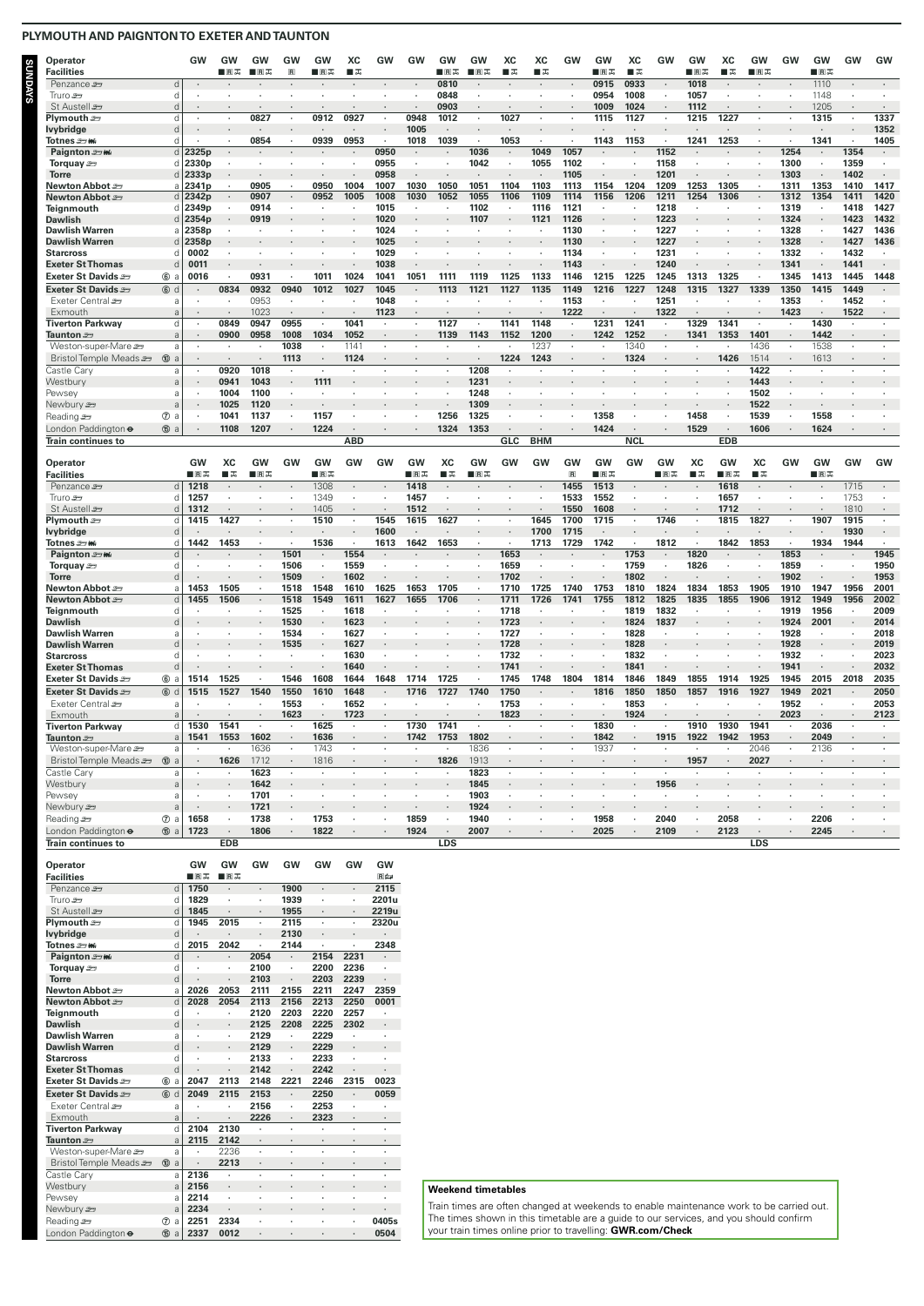# PLYMOUTH AND PAIGNTON TO EXETER AND TAUNTON

**SUNDAYS**

| Operator | | GW | GW | GW | GW | GW | XC | GW | GW | GW | GW | XC | XC | GW | GW | XC | GW | GW | XC | GW | GW | GW | GW | GW |
|---|---|---|---|---|---|---|---|---|---|---|---|---|---|---|---|---|---|---|---|---|---|---|---|---|
| Facilities | | | ■R⚏ | ■R⚏ | R | ■R⚏ | ■⚏ | | | ■R⚏ | ■R⚏ | ■⚏ | ■⚏ | | ■R⚏ | ■⚏ | | ■R⚏ | ■⚏ | ■R⚏ | | ■R⚏ | | |
| Penzance | d | · | · | · | · | · | · | · | · | 0810 | · | · | · | · | 0915 | 0933 | · | 1018 | · | · | · | 1110 | · | · |
| Truro | d | · | · | · | · | · | · | · | · | 0848 | · | · | · | · | 0954 | 1008 | · | 1057 | · | · | · | 1148 | · | · |
| St Austell | d | · | · | · | · | · | · | · | · | 0903 | · | · | · | · | 1009 | 1024 | · | 1112 | · | · | · | 1205 | · | · |
| **Plymouth** | d | · | · | 0827 | · | 0912 | 0927 | · | 0948 | 1012 | · | 1027 | · | · | 1115 | 1127 | · | 1215 | 1227 | · | · | 1315 | · | 1337 |
| **Ivybridge** | d | · | · | · | · | · | · | · | 1005 | · | · | · | · | · | · | · | · | · | · | · | · | · | · | 1352 |
| **Totnes** | d | · | · | 0854 | · | 0939 | 0953 | · | 1018 | 1039 | · | 1053 | · | · | 1143 | 1153 | · | 1241 | 1253 | · | · | 1341 | · | 1405 |
| **Paignton** | d | 2325p | · | · | · | · | · | 0950 | · | · | 1036 | · | 1049 | 1057 | · | · | 1152 | · | · | · | 1254 | · | 1354 | · |
| **Torquay** | d | 2330p | · | · | · | · | · | 0955 | · | · | 1042 | · | 1055 | 1102 | · | · | 1158 | · | · | · | 1300 | · | 1359 | · |
| **Torre** | d | 2333p | · | · | · | · | · | 0958 | · | · | · | · | · | 1105 | · | · | 1201 | · | · | · | 1303 | · | 1402 | · |
| **Newton Abbot** | a | 2341p | · | 0905 | · | 0950 | 1004 | 1007 | 1030 | 1050 | 1051 | 1104 | 1103 | 1113 | 1154 | 1204 | 1209 | 1253 | 1305 | · | 1311 | 1353 | 1410 | 1417 |
| **Newton Abbot** | d | 2342p | · | 0907 | · | 0952 | 1005 | 1008 | 1030 | 1052 | 1055 | 1106 | 1109 | 1114 | 1156 | 1206 | 1211 | 1254 | 1306 | · | 1312 | 1354 | 1411 | 1420 |
| **Teignmouth** | d | 2349p | · | 0914 | · | · | · | 1015 | · | · | 1102 | · | 1116 | 1121 | · | · | 1218 | · | · | · | 1319 | · | 1418 | 1427 |
| **Dawlish** | d | 2354p | · | 0919 | · | · | · | 1020 | · | · | 1107 | · | 1121 | 1126 | · | · | 1223 | · | · | · | 1324 | · | 1423 | 1432 |
| **Dawlish Warren** | a | 2358p | · | · | · | · | · | 1024 | · | · | · | · | · | 1130 | · | · | 1227 | · | · | · | 1328 | · | 1427 | 1436 |
| **Dawlish Warren** | d | 2358p | · | · | · | · | · | 1025 | · | · | · | · | · | 1130 | · | · | 1227 | · | · | · | 1328 | · | 1427 | 1436 |
| **Starcross** | d | 0002 | · | · | · | · | · | 1029 | · | · | · | · | · | 1134 | · | · | 1231 | · | · | · | 1332 | · | 1432 | · |
| **Exeter St Thomas** | d | 0011 | · | · | · | · | · | 1038 | · | · | · | · | · | 1143 | · | · | 1240 | · | · | · | 1341 | · | 1441 | · |
| **Exeter St Davids** ⑥ | a | 0016 | · | 0931 | · | 1011 | 1024 | 1041 | 1051 | 1111 | 1119 | 1125 | 1133 | 1146 | 1215 | 1225 | 1245 | 1313 | 1325 | · | 1345 | 1413 | 1445 | 1448 |
| **Exeter St Davids** ⑥ | d | · | 0834 | 0932 | 0940 | 1012 | 1027 | 1045 | · | 1113 | 1121 | 1127 | 1135 | 1149 | 1216 | 1227 | 1248 | 1315 | 1327 | 1339 | 1350 | 1415 | 1449 | · |
| Exeter Central | a | · | · | 0953 | · | · | · | 1048 | · | · | · | · | · | 1153 | · | · | 1251 | · | · | · | 1353 | · | 1452 | · |
| Exmouth | a | · | · | 1023 | · | · | · | 1123 | · | · | · | · | · | 1222 | · | · | 1322 | · | · | · | 1423 | · | 1522 | · |
| **Tiverton Parkway** | d | · | 0849 | 0947 | 0955 | · | 1041 | · | · | 1127 | · | 1141 | 1148 | · | 1231 | 1241 | · | 1329 | 1341 | · | · | 1430 | · | · |
| **Taunton** | a | · | 0900 | 0958 | 1008 | 1034 | 1052 | · | · | 1139 | 1143 | 1152 | 1200 | · | 1242 | 1252 | · | 1341 | 1353 | 1401 | · | 1442 | · | · |
| Weston-super-Mare | a | · | · | · | 1038 | · | 1141 | · | · | · | · | · | 1237 | · | · | 1340 | · | · | · | 1436 | · | 1538 | · | · |
| Bristol Temple Meads ⑩ | a | · | · | · | 1113 | · | 1124 | · | · | · | · | 1224 | 1243 | · | · | 1324 | · | · | 1426 | 1514 | · | 1613 | · | · |
| Castle Cary | a | · | 0920 | 1018 | · | · | · | · | · | · | 1208 | · | · | · | · | · | · | · | · | 1422 | · | · | · | · |
| Westbury | a | · | 0941 | 1043 | · | 1111 | · | · | · | · | 1231 | · | · | · | · | · | · | · | · | 1443 | · | · | · | · |
| Pewsey | a | · | 1004 | 1100 | · | · | · | · | · | · | 1248 | · | · | · | · | · | · | · | · | 1502 | · | · | · | · |
| Newbury | a | · | 1025 | 1120 | · | · | · | · | · | · | 1309 | · | · | · | · | · | · | · | · | 1522 | · | · | · | · |
| Reading ⑦ | a | · | 1041 | 1137 | · | 1157 | · | · | · | 1256 | 1325 | · | · | · | 1358 | · | · | 1458 | · | 1539 | · | 1558 | · | · |
| London Paddington ⑮ | a | · | 1108 | 1207 | · | 1224 | · | · | · | 1324 | 1353 | · | · | · | 1424 | · | · | 1529 | · | 1606 | · | 1624 | · | · |
| **Train continues to** | | | | | | | ABD | | | | | GLC | BHM | | | NCL | | | EDB | | | | | |

| Operator | | GW | XC | GW | GW | GW | GW | GW | GW | XC | GW | GW | GW | GW | GW | GW | GW | XC | GW | XC | GW | GW | GW | GW |
|---|---|---|---|---|---|---|---|---|---|---|---|---|---|---|---|---|---|---|---|---|---|---|---|---|
| Facilities | | ■R⚏ | ■⚏ | ■R⚏ | | ■R⚏ | | | ■R⚏ | ■⚏ | ■R⚏ | | | R | ■R⚏ | | ■R⚏ | ■⚏ | ■R⚏ | ■⚏ | | ■R⚏ | | |
| Penzance | d | 1218 | · | · | · | 1308 | · | · | 1418 | · | · | · | · | 1455 | 1513 | · | · | · | 1618 | · | · | · | 1715 | · |
| Truro | d | 1257 | · | · | · | 1349 | · | · | 1457 | · | · | · | · | 1533 | 1552 | · | · | · | 1657 | · | · | · | 1753 | · |
| St Austell | d | 1312 | · | · | · | 1405 | · | · | 1512 | · | · | · | · | 1550 | 1608 | · | · | · | 1712 | · | · | · | 1810 | · |
| **Plymouth** | d | 1415 | 1427 | · | · | 1510 | · | · | 1615 | 1627 | · | · | 1645 | 1700 | 1715 | · | 1746 | · | 1815 | 1827 | · | 1907 | 1915 | · |
| **Ivybridge** | d | · | · | · | · | · | · | 1600 | · | · | · | · | 1700 | 1715 | · | · | · | · | · | · | · | · | 1930 | · |
| **Totnes** | d | 1442 | 1453 | · | · | 1536 | · | 1613 | 1642 | 1653 | · | · | 1713 | 1729 | 1742 | · | 1812 | · | 1842 | 1853 | · | 1934 | 1944 | · |
| **Paignton** | d | · | · | · | 1501 | · | 1554 | · | · | · | · | 1653 | · | · | · | 1753 | · | 1820 | · | · | 1853 | · | · | 1945 |
| **Torquay** | d | · | · | · | 1506 | · | 1559 | · | · | · | · | 1659 | · | · | · | 1759 | · | 1826 | · | · | 1859 | · | · | 1950 |
| **Torre** | d | · | · | · | 1509 | · | 1602 | · | · | · | · | 1702 | · | · | · | 1802 | · | · | · | · | 1902 | · | · | 1953 |
| **Newton Abbot** | a | 1453 | 1505 | · | 1518 | 1548 | 1610 | 1625 | 1653 | 1705 | · | 1710 | 1725 | 1740 | 1753 | 1810 | 1824 | 1834 | 1853 | 1905 | 1910 | 1947 | 1956 | 2001 |
| **Newton Abbot** | d | 1455 | 1506 | · | 1518 | 1549 | 1611 | 1627 | 1655 | 1706 | · | 1711 | 1726 | 1741 | 1755 | 1812 | 1825 | 1835 | 1855 | 1906 | 1912 | 1949 | 1956 | 2002 |
| **Teignmouth** | d | · | · | · | 1525 | · | 1618 | · | · | · | · | 1718 | · | · | · | 1819 | 1832 | · | · | · | 1919 | 1956 | · | 2009 |
| **Dawlish** | d | · | · | · | 1530 | · | 1623 | · | · | · | · | 1723 | · | · | · | 1824 | 1837 | · | · | · | 1924 | 2001 | · | 2014 |
| **Dawlish Warren** | a | · | · | · | 1534 | · | 1627 | · | · | · | · | 1727 | · | · | · | 1828 | · | · | · | · | 1928 | · | · | 2018 |
| **Dawlish Warren** | d | · | · | · | 1535 | · | 1627 | · | · | · | · | 1728 | · | · | · | 1828 | · | · | · | · | 1928 | · | · | 2019 |
| **Starcross** | d | · | · | · | · | · | 1630 | · | · | · | · | 1732 | · | · | · | 1832 | · | · | · | · | 1932 | · | · | 2023 |
| **Exeter St Thomas** | d | · | · | · | · | · | 1640 | · | · | · | · | 1741 | · | · | · | 1841 | · | · | · | · | 1941 | · | · | 2032 |
| **Exeter St Davids** ⑥ | a | 1514 | 1525 | · | 1546 | 1608 | 1644 | 1648 | 1714 | 1725 | · | 1745 | 1748 | 1804 | 1814 | 1846 | 1849 | 1855 | 1914 | 1925 | 1945 | 2015 | 2018 | 2035 |
| **Exeter St Davids** ⑥ | d | 1515 | 1527 | 1540 | 1550 | 1610 | 1648 | · | 1716 | 1727 | 1740 | 1750 | · | · | 1816 | 1850 | 1850 | 1857 | 1916 | 1927 | 1949 | 2021 | · | 2050 |
| Exeter Central | a | · | · | · | 1553 | · | 1652 | · | · | · | · | 1753 | · | · | · | 1853 | · | · | · | · | 1952 | · | · | 2053 |
| Exmouth | a | · | · | · | 1623 | · | 1723 | · | · | · | · | 1823 | · | · | · | 1924 | · | · | · | · | 2023 | · | · | 2123 |
| **Tiverton Parkway** | d | 1530 | 1541 | · | · | 1625 | · | · | 1730 | 1741 | · | · | · | · | 1830 | · | · | 1910 | 1930 | 1941 | · | 2036 | · | · |
| **Taunton** | a | 1541 | 1553 | 1602 | · | 1636 | · | · | 1742 | 1753 | 1802 | · | · | · | 1842 | · | 1915 | 1922 | 1942 | 1953 | · | 2049 | · | · |
| Weston-super-Mare | a | · | · | 1636 | · | 1743 | · | · | · | · | 1836 | · | · | · | 1937 | · | · | · | · | 2046 | · | 2136 | · | · |
| Bristol Temple Meads ⑩ | a | · | 1626 | 1712 | · | 1816 | · | · | · | 1826 | 1913 | · | · | · | · | · | · | 1957 | · | 2027 | · | · | · | · |
| Castle Cary | a | · | · | 1623 | · | · | · | · | · | · | 1823 | · | · | · | · | · | · | · | · | · | · | · | · | · |
| Westbury | a | · | · | 1642 | · | · | · | · | · | · | 1845 | · | · | · | · | · | 1956 | · | · | · | · | · | · | · |
| Pewsey | a | · | · | 1701 | · | · | · | · | · | · | 1903 | · | · | · | · | · | · | · | · | · | · | · | · | · |
| Newbury | a | · | · | 1721 | · | · | · | · | · | · | 1924 | · | · | · | · | · | · | · | · | · | · | · | · | · |
| Reading ⑦ | a | 1658 | · | 1738 | · | 1753 | · | · | 1859 | · | 1940 | · | · | · | 1958 | · | 2040 | · | 2058 | · | · | 2206 | · | · |
| London Paddington ⑮ | a | 1723 | · | 1806 | · | 1822 | · | · | 1924 | · | 2007 | · | · | · | 2025 | · | 2109 | · | 2123 | · | · | 2245 | · | · |
| **Train continues to** | | | EDB | | | | | | | LDS | | | | | | | | | | LDS | | | | |

| Operator | | GW | GW | GW | GW | GW | GW | GW |
|---|---|---|---|---|---|---|---|---|
| Facilities | | ■R⚏ | ■R⚏ | | | | | R |
| Penzance | d | 1750 | · | · | 1900 | · | · | 2115 |
| Truro | d | 1829 | · | · | 1939 | · | · | 2201u |
| St Austell | d | 1845 | · | · | 1955 | · | · | 2219u |
| **Plymouth** | d | 1945 | 2015 | · | 2115 | · | · | 2320u |
| **Ivybridge** | d | · | · | · | 2130 | · | · | · |
| **Totnes** | d | 2015 | 2042 | · | 2144 | · | · | 2348 |
| **Paignton** | d | · | · | 2054 | · | 2154 | 2231 | · |
| **Torquay** | d | · | · | 2100 | · | 2200 | 2236 | · |
| **Torre** | d | · | · | 2103 | · | 2203 | 2239 | · |
| **Newton Abbot** | a | 2026 | 2053 | 2111 | 2155 | 2211 | 2247 | 2359 |
| **Newton Abbot** | d | 2028 | 2054 | 2113 | 2156 | 2213 | 2250 | 0001 |
| **Teignmouth** | d | · | · | 2120 | 2203 | 2220 | 2257 | · |
| **Dawlish** | d | · | · | 2125 | 2208 | 2225 | 2302 | · |
| **Dawlish Warren** | a | · | · | 2129 | · | 2229 | · | · |
| **Dawlish Warren** | d | · | · | 2129 | · | 2229 | · | · |
| **Starcross** | d | · | · | 2133 | · | 2233 | · | · |
| **Exeter St Thomas** | d | · | · | 2142 | · | 2242 | · | · |
| **Exeter St Davids** ⑥ | a | 2047 | 2113 | 2148 | 2221 | 2246 | 2315 | 0023 |
| **Exeter St Davids** ⑥ | d | 2049 | 2115 | 2153 | · | 2250 | · | 0059 |
| Exeter Central | a | · | · | 2156 | · | 2253 | · | · |
| Exmouth | a | · | · | 2226 | · | 2323 | · | · |
| **Tiverton Parkway** | d | 2104 | 2130 | · | · | · | · | · |
| **Taunton** | a | 2115 | 2142 | · | · | · | · | · |
| Weston-super-Mare | a | · | 2236 | · | · | · | · | · |
| Bristol Temple Meads ⑩ | a | · | 2213 | · | · | · | · | · |
| Castle Cary | a | 2136 | · | · | · | · | · | · |
| Westbury | a | 2156 | · | · | · | · | · | · |
| Pewsey | a | 2214 | · | · | · | · | · | · |
| Newbury | a | 2234 | · | · | · | · | · | · |
| Reading ⑦ | a | 2251 | 2334 | · | · | · | · | 0405s |
| London Paddington ⑮ | a | 2337 | 0012 | · | · | · | · | 0504 |

**Weekend timetables**

Train times are often changed at weekends to enable maintenance work to be carried out. The times shown in this timetable are a guide to our services, and you should confirm your train times online prior to travelling: **GWR.com/Check**